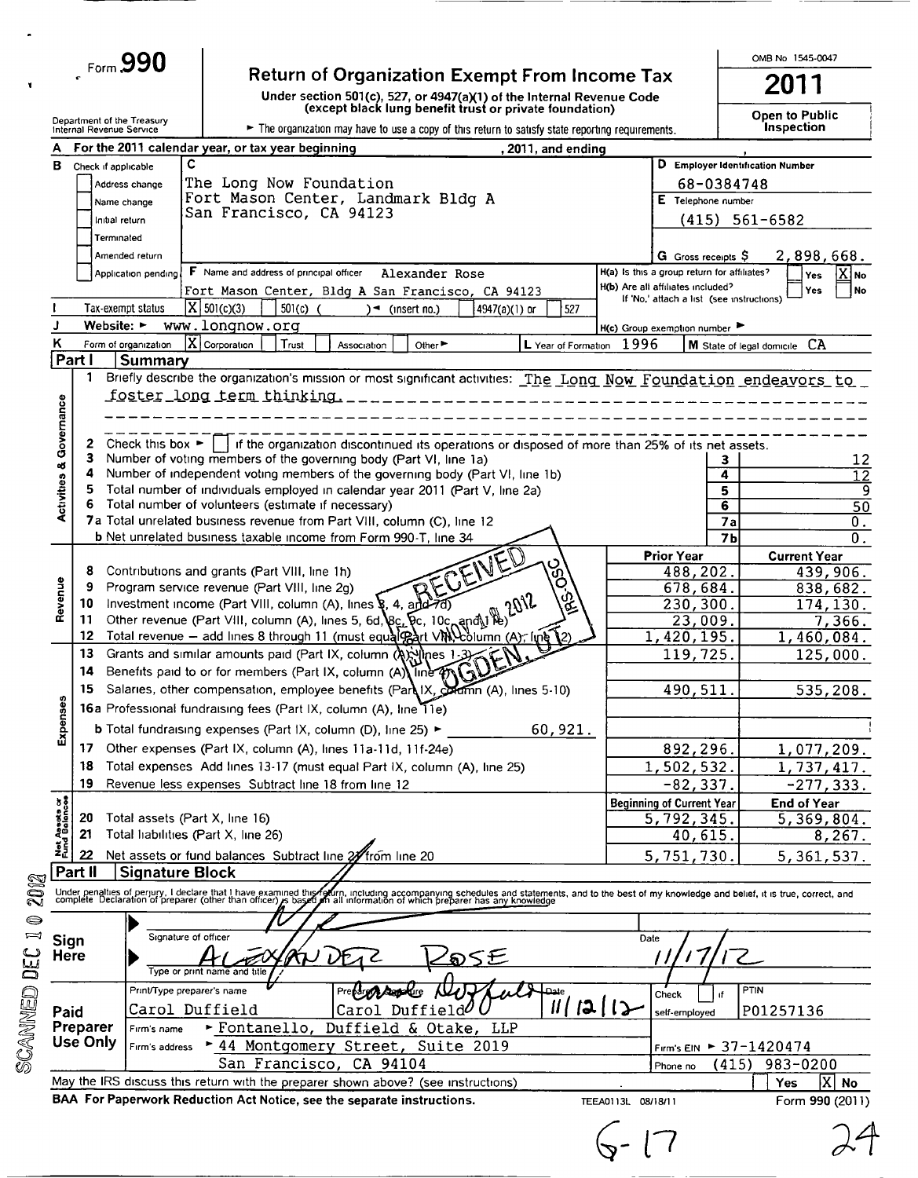Form **990**

# Return of Organization Exempt From Income Tax

Under section 501(c), 527, or 4947(a)(1) of the Internal Revenue Code (except black lung benefit trust or private foundation)

► The organization may have to use a copy of this return to satisfy state reporting requirements.

Department of the Treasury
Internal Revenue Service

OMB No 1545-0047

**2011**

**Open to Public Inspection**

**A** For the 2011 calendar year, or tax year beginning , 2011, and ending ,

**B** Check if applicable
- [ ] Address change
- [ ] Name change
- [ ] Initial return
- [ ] Terminated
- [ ] Amended return
- [ ] Application pending

**C** The Long Now Foundation
Fort Mason Center, Landmark Bldg A
San Francisco, CA 94123

**D** Employer Identification Number: 68-0384748

**E** Telephone number: (415) 561-6582

**G** Gross receipts $ 2,898,668.

**F** Name and address of principal officer: Alexander Rose
Fort Mason Center, Bldg A San Francisco, CA 94123

H(a) Is this a group return for affiliates? [ ] Yes [X] No

H(b) Are all affiliates included? [ ] Yes [ ] No
If 'No,' attach a list (see instructions)

H(c) Group exemption number ►

**I** Tax-exempt status [X] 501(c)(3) [ ] 501(c) ( )◄ (insert no.) [ ] 4947(a)(1) or [ ] 527

**J** Website: ► www.longnow.org

**K** Form of organization [X] Corporation [ ] Trust [ ] Association [ ] Other ►

**L** Year of Formation 1996

**M** State of legal domicile CA

## Part I Summary

### Activities & Governance

1 Briefly describe the organization's mission or most significant activities: The Long Now Foundation endeavors to foster long term thinking.

2 Check this box ► [ ] if the organization discontinued its operations or disposed of more than 25% of its net assets.

| Line | Description | | Value |
|---|---|---|---|
| 3 | Number of voting members of the governing body (Part VI, line 1a) | 3 | 12 |
| 4 | Number of independent voting members of the governing body (Part VI, line 1b) | 4 | 12 |
| 5 | Total number of individuals employed in calendar year 2011 (Part V, line 2a) | 5 | 9 |
| 6 | Total number of volunteers (estimate if necessary) | 6 | 50 |
| 7a | Total unrelated business revenue from Part VIII, column (C), line 12 | 7a | 0. |
| 7b | Net unrelated business taxable income from Form 990-T, line 34 | 7b | 0. |

### Revenue

| Line | Description | Prior Year | Current Year |
|---|---|---|---|
| 8 | Contributions and grants (Part VIII, line 1h) | 488,202. | 439,906. |
| 9 | Program service revenue (Part VIII, line 2g) | 678,684. | 838,682. |
| 10 | Investment income (Part VIII, column (A), lines 3, 4, and 7d) | 230,300. | 174,130. |
| 11 | Other revenue (Part VIII, column (A), lines 5, 6d, 8c, 9c, 10c, and 11e) | 23,009. | 7,366. |
| 12 | Total revenue – add lines 8 through 11 (must equal Part VIII, column (A), line 12) | 1,420,195. | 1,460,084. |

### Expenses

| Line | Description | Prior Year | Current Year |
|---|---|---|---|
| 13 | Grants and similar amounts paid (Part IX, column (A), lines 1-3) | 119,725. | 125,000. |
| 14 | Benefits paid to or for members (Part IX, column (A), line 4) | | |
| 15 | Salaries, other compensation, employee benefits (Part IX, column (A), lines 5-10) | 490,511. | 535,208. |
| 16a | Professional fundraising fees (Part IX, column (A), line 11e) | | |
| b | Total fundraising expenses (Part IX, column (D), line 25) ► 60,921. | | |
| 17 | Other expenses (Part IX, column (A), lines 11a-11d, 11f-24e) | 892,296. | 1,077,209. |
| 18 | Total expenses Add lines 13-17 (must equal Part IX, column (A), line 25) | 1,502,532. | 1,737,417. |
| 19 | Revenue less expenses Subtract line 18 from line 12 | -82,337. | -277,333. |

### Net Assets or Fund Balances

| Line | Description | Beginning of Current Year | End of Year |
|---|---|---|---|
| 20 | Total assets (Part X, line 16) | 5,792,345. | 5,369,804. |
| 21 | Total liabilities (Part X, line 26) | 40,615. | 8,267. |
| 22 | Net assets or fund balances Subtract line 21 from line 20 | 5,751,730. | 5,361,537. |

## Part II Signature Block

Under penalties of perjury, I declare that I have examined this return, including accompanying schedules and statements, and to the best of my knowledge and belief, it is true, correct, and complete Declaration of preparer (other than officer) is based on all information of which preparer has any knowledge

**Sign Here**

Signature of officer — Date 11/17/12

ALEXANDER ROSE
Type or print name and title

**Paid Preparer Use Only**

| Print/Type preparer's name | Preparer's signature | Date | Check [ ] if self-employed | PTIN |
|---|---|---|---|---|
| Carol Duffield | Carol Duffield | 11/12/12 | | P01257136 |

Firm's name ► Fontanello, Duffield & Otake, LLP — Firm's EIN ► 37-1420474

Firm's address ► 44 Montgomery Street, Suite 2019, San Francisco, CA 94104 — Phone no (415) 983-0200

May the IRS discuss this return with the preparer shown above? (see instructions) [ ] Yes [X] No

BAA For Paperwork Reduction Act Notice, see the separate instructions. TEEA0113L 08/18/11 Form 990 (2011)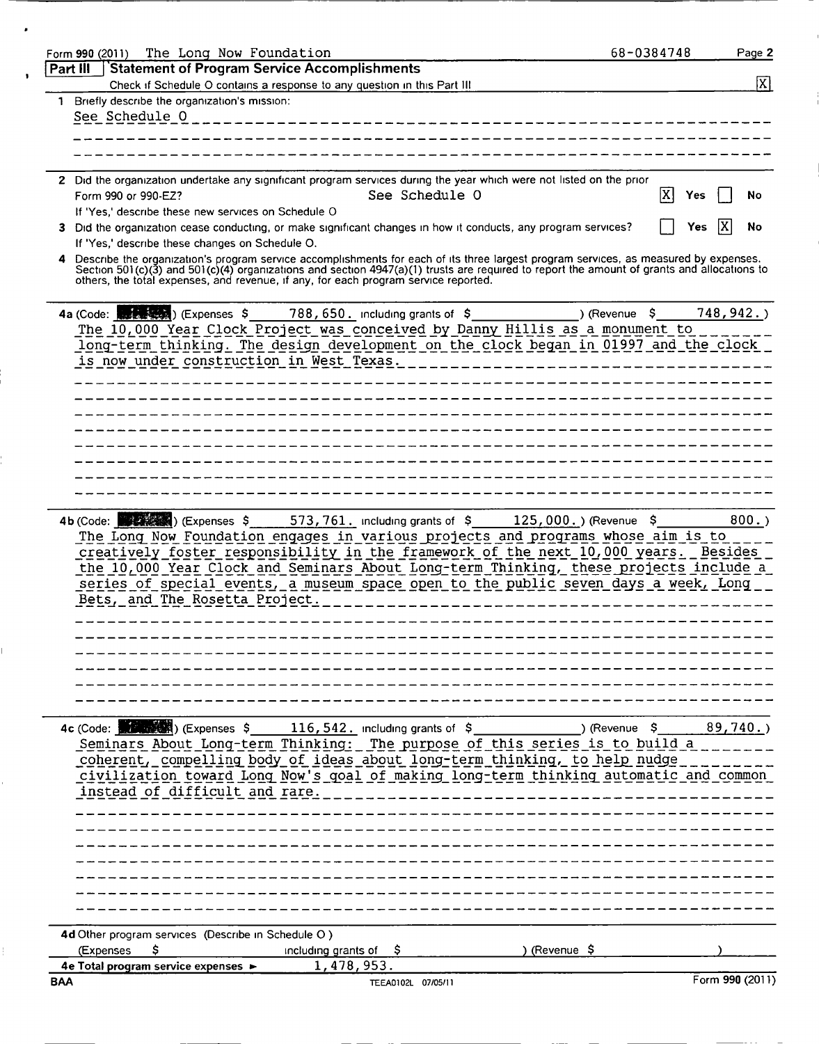Form 990 (2011) The Long Now Foundation 68-0384748 Page 2

## Part III Statement of Program Service Accomplishments

Check if Schedule O contains a response to any question in this Part III [X]

1 Briefly describe the organization's mission:

See Schedule O

2 Did the organization undertake any significant program services during the year which were not listed on the prior Form 990 or 990-EZ? See Schedule O [X] Yes [ ] No

If 'Yes,' describe these new services on Schedule O

3 Did the organization cease conducting, or make significant changes in how it conducts, any program services? [ ] Yes [X] No

If 'Yes,' describe these changes on Schedule O.

4 Describe the organization's program service accomplishments for each of its three largest program services, as measured by expenses. Section 501(c)(3) and 501(c)(4) organizations and section 4947(a)(1) trusts are required to report the amount of grants and allocations to others, the total expenses, and revenue, if any, for each program service reported.

**4a** (Code: ) (Expenses $ 788,650. including grants of $ ) (Revenue $ 748,942.)

The 10,000 Year Clock Project was conceived by Danny Hillis as a monument to long-term thinking. The design development on the clock began in 01997 and the clock is now under construction in West Texas.

**4b** (Code: ) (Expenses $ 573,761. including grants of $ 125,000.) (Revenue $ 800.)

The Long Now Foundation engages in various projects and programs whose aim is to creatively foster responsibility in the framework of the next 10,000 years. Besides the 10,000 Year Clock and Seminars About Long-term Thinking, these projects include a series of special events, a museum space open to the public seven days a week, Long Bets, and The Rosetta Project.

**4c** (Code: ) (Expenses $ 116,542. including grants of $ ) (Revenue $ 89,740.)

Seminars About Long-term Thinking: The purpose of this series is to build a coherent, compelling body of ideas about long-term thinking, to help nudge civilization toward Long Now's goal of making long-term thinking automatic and common instead of difficult and rare.

**4d** Other program services (Describe in Schedule O.)

(Expenses $ including grants of $ ) (Revenue $ )

**4e Total program service expenses** ► 1,478,953.

BAA TEEA0102L 07/05/11 Form 990 (2011)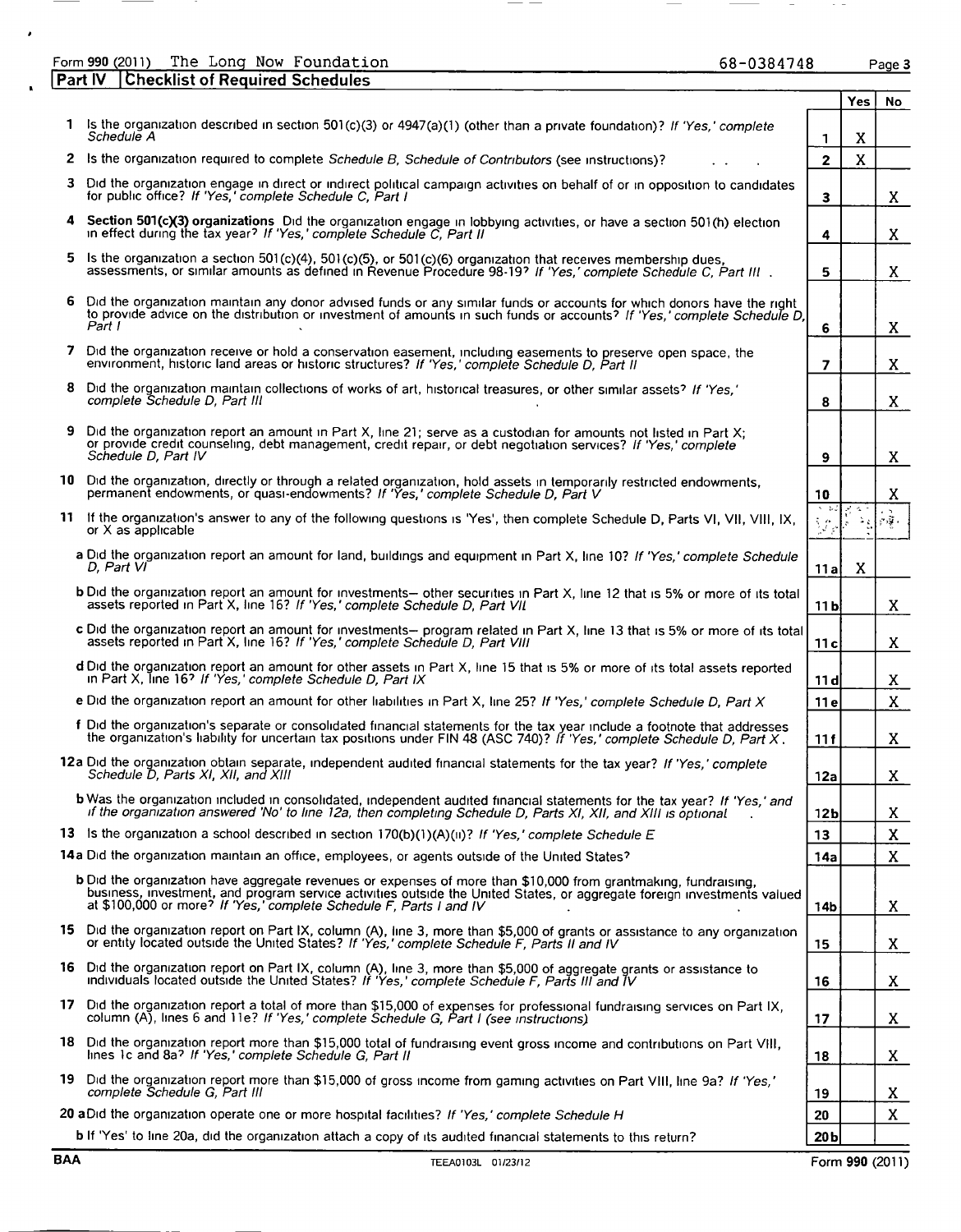Form 990 (2011) The Long Now Foundation 68-0384748 Page 3

## Part IV Checklist of Required Schedules

| | | | Yes | No |
|---|---|---|---|---|
| 1 | Is the organization described in section 501(c)(3) or 4947(a)(1) (other than a private foundation)? *If 'Yes,' complete Schedule A* | 1 | X | |
| 2 | Is the organization required to complete *Schedule B, Schedule of Contributors* (see instructions)? | 2 | X | |
| 3 | Did the organization engage in direct or indirect political campaign activities on behalf of or in opposition to candidates for public office? *If 'Yes,' complete Schedule C, Part I* | 3 | | X |
| 4 | **Section 501(c)(3) organizations** Did the organization engage in lobbying activities, or have a section 501(h) election in effect during the tax year? *If 'Yes,' complete Schedule C, Part II* | 4 | | X |
| 5 | Is the organization a section 501(c)(4), 501(c)(5), or 501(c)(6) organization that receives membership dues, assessments, or similar amounts as defined in Revenue Procedure 98-19? *If 'Yes,' complete Schedule C, Part III* | 5 | | X |
| 6 | Did the organization maintain any donor advised funds or any similar funds or accounts for which donors have the right to provide advice on the distribution or investment of amounts in such funds or accounts? *If 'Yes,' complete Schedule D, Part I* | 6 | | X |
| 7 | Did the organization receive or hold a conservation easement, including easements to preserve open space, the environment, historic land areas or historic structures? *If 'Yes,' complete Schedule D, Part II* | 7 | | X |
| 8 | Did the organization maintain collections of works of art, historical treasures, or other similar assets? *If 'Yes,' complete Schedule D, Part III* | 8 | | X |
| 9 | Did the organization report an amount in Part X, line 21; serve as a custodian for amounts not listed in Part X; or provide credit counseling, debt management, credit repair, or debt negotiation services? *If 'Yes,' complete Schedule D, Part IV* | 9 | | X |
| 10 | Did the organization, directly or through a related organization, hold assets in temporarily restricted endowments, permanent endowments, or quasi-endowments? *If 'Yes,' complete Schedule D, Part V* | 10 | | X |
| 11 | If the organization's answer to any of the following questions is 'Yes', then complete Schedule D, Parts VI, VII, VIII, IX, or X as applicable | | | |
| a | Did the organization report an amount for land, buildings and equipment in Part X, line 10? *If 'Yes,' complete Schedule D, Part VI* | 11a | X | |
| b | Did the organization report an amount for investments— other securities in Part X, line 12 that is 5% or more of its total assets reported in Part X, line 16? *If 'Yes,' complete Schedule D, Part VII* | 11b | | X |
| c | Did the organization report an amount for investments— program related in Part X, line 13 that is 5% or more of its total assets reported in Part X, line 16? *If 'Yes,' complete Schedule D, Part VIII* | 11c | | X |
| d | Did the organization report an amount for other assets in Part X, line 15 that is 5% or more of its total assets reported in Part X, line 16? *If 'Yes,' complete Schedule D, Part IX* | 11d | | X |
| e | Did the organization report an amount for other liabilities in Part X, line 25? *If 'Yes,' complete Schedule D, Part X* | 11e | | X |
| f | Did the organization's separate or consolidated financial statements for the tax year include a footnote that addresses the organization's liability for uncertain tax positions under FIN 48 (ASC 740)? *If 'Yes,' complete Schedule D, Part X.* | 11f | | X |
| 12a | Did the organization obtain separate, independent audited financial statements for the tax year? *If 'Yes,' complete Schedule D, Parts XI, XII, and XIII* | 12a | | X |
| b | Was the organization included in consolidated, independent audited financial statements for the tax year? *If 'Yes,' and if the organization answered 'No' to line 12a, then completing Schedule D, Parts XI, XII, and XIII is optional* | 12b | | X |
| 13 | Is the organization a school described in section 170(b)(1)(A)(ii)? *If 'Yes,' complete Schedule E* | 13 | | X |
| 14a | Did the organization maintain an office, employees, or agents outside of the United States? | 14a | | X |
| b | Did the organization have aggregate revenues or expenses of more than $10,000 from grantmaking, fundraising, business, investment, and program service activities outside the United States, or aggregate foreign investments valued at $100,000 or more? *If 'Yes,' complete Schedule F, Parts I and IV* | 14b | | X |
| 15 | Did the organization report on Part IX, column (A), line 3, more than $5,000 of grants or assistance to any organization or entity located outside the United States? *If 'Yes,' complete Schedule F, Parts II and IV* | 15 | | X |
| 16 | Did the organization report on Part IX, column (A), line 3, more than $5,000 of aggregate grants or assistance to individuals located outside the United States? *If 'Yes,' complete Schedule F, Parts III and IV* | 16 | | X |
| 17 | Did the organization report a total of more than $15,000 of expenses for professional fundraising services on Part IX, column (A), lines 6 and 11e? *If 'Yes,' complete Schedule G, Part I (see instructions)* | 17 | | X |
| 18 | Did the organization report more than $15,000 total of fundraising event gross income and contributions on Part VIII, lines 1c and 8a? *If 'Yes,' complete Schedule G, Part II* | 18 | | X |
| 19 | Did the organization report more than $15,000 of gross income from gaming activities on Part VIII, line 9a? *If 'Yes,' complete Schedule G, Part III* | 19 | | X |
| 20a | Did the organization operate one or more hospital facilities? *If 'Yes,' complete Schedule H* | 20 | | X |
| b | If 'Yes' to line 20a, did the organization attach a copy of its audited financial statements to this return? | 20b | | |

BAA TEEA0103L 01/23/12 Form 990 (2011)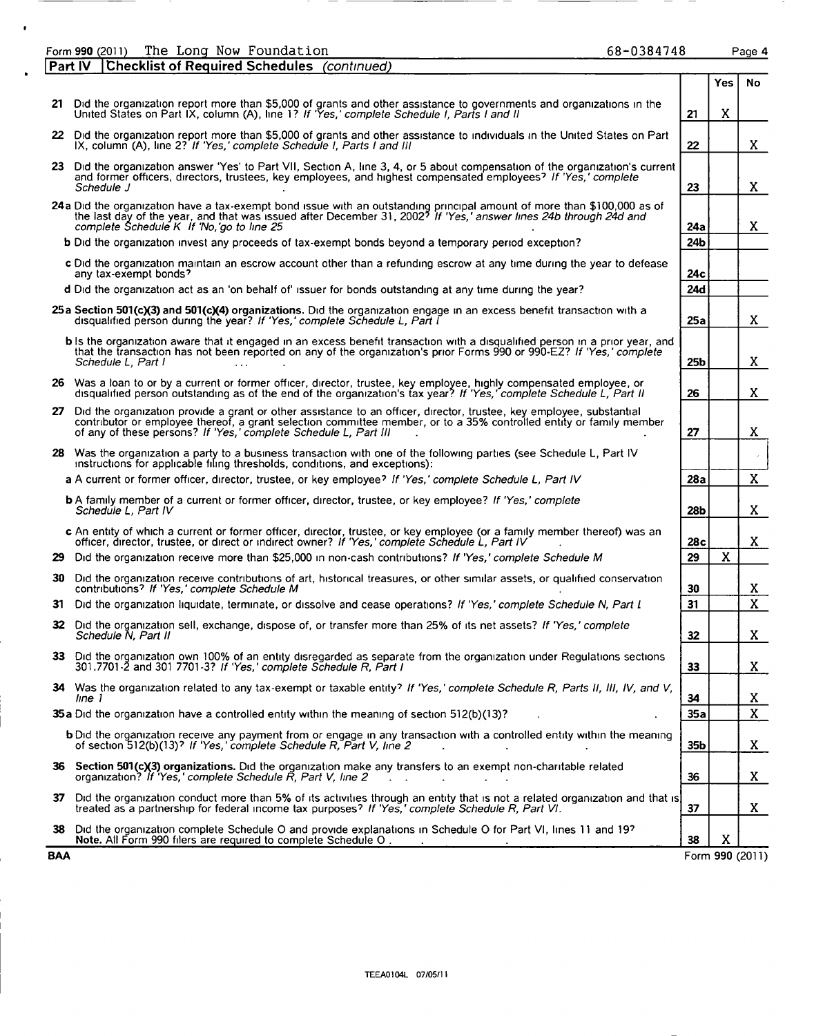Form **990** (2011) The Long Now Foundation 68-0384748

**Part IV Checklist of Required Schedules** *(continued)*

| | | | Yes | No |
|---|---|---|---|---|
| **21** | Did the organization report more than $5,000 of grants and other assistance to governments and organizations in the United States on Part IX, column (A), line 1? *If 'Yes,' complete Schedule I, Parts I and II* | **21** | X | |
| **22** | Did the organization report more than $5,000 of grants and other assistance to individuals in the United States on Part IX, column (A), line 2? *If 'Yes,' complete Schedule I, Parts I and III* | **22** | | X |
| **23** | Did the organization answer 'Yes' to Part VII, Section A, line 3, 4, or 5 about compensation of the organization's current and former officers, directors, trustees, key employees, and highest compensated employees? *If 'Yes,' complete Schedule J* | **23** | | X |
| **24a** | Did the organization have a tax-exempt bond issue with an outstanding principal amount of more than $100,000 as of the last day of the year, and that was issued after December 31, 2002? *If 'Yes,' answer lines 24b through 24d and complete Schedule K. If 'No,' go to line 25* | **24a** | | X |
| **b** | Did the organization invest any proceeds of tax-exempt bonds beyond a temporary period exception? | **24b** | | |
| **c** | Did the organization maintain an escrow account other than a refunding escrow at any time during the year to defease any tax-exempt bonds? | **24c** | | |
| **d** | Did the organization act as an 'on behalf of' issuer for bonds outstanding at any time during the year? | **24d** | | |
| **25a** | **Section 501(c)(3) and 501(c)(4) organizations.** Did the organization engage in an excess benefit transaction with a disqualified person during the year? *If 'Yes,' complete Schedule L, Part I* | **25a** | | X |
| **b** | Is the organization aware that it engaged in an excess benefit transaction with a disqualified person in a prior year, and that the transaction has not been reported on any of the organization's prior Forms 990 or 990-EZ? *If 'Yes,' complete Schedule L, Part I* | **25b** | | X |
| **26** | Was a loan to or by a current or former officer, director, trustee, key employee, highly compensated employee, or disqualified person outstanding as of the end of the organization's tax year? *If 'Yes,' complete Schedule L, Part II* | **26** | | X |
| **27** | Did the organization provide a grant or other assistance to an officer, director, trustee, key employee, substantial contributor or employee thereof, a grant selection committee member, or to a 35% controlled entity or family member of any of these persons? *If 'Yes,' complete Schedule L, Part III* | **27** | | X |
| **28** | Was the organization a party to a business transaction with one of the following parties (see Schedule L, Part IV instructions for applicable filing thresholds, conditions, and exceptions): | | | |
| **a** | A current or former officer, director, trustee, or key employee? *If 'Yes,' complete Schedule L, Part IV* | **28a** | | X |
| **b** | A family member of a current or former officer, director, trustee, or key employee? *If 'Yes,' complete Schedule L, Part IV* | **28b** | | X |
| **c** | An entity of which a current or former officer, director, trustee, or key employee (or a family member thereof) was an officer, director, trustee, or direct or indirect owner? *If 'Yes,' complete Schedule L, Part IV* | **28c** | | X |
| **29** | Did the organization receive more than $25,000 in non-cash contributions? *If 'Yes,' complete Schedule M* | **29** | X | |
| **30** | Did the organization receive contributions of art, historical treasures, or other similar assets, or qualified conservation contributions? *If 'Yes,' complete Schedule M* | **30** | | X |
| **31** | Did the organization liquidate, terminate, or dissolve and cease operations? *If 'Yes,' complete Schedule N, Part I* | **31** | | X |
| **32** | Did the organization sell, exchange, dispose of, or transfer more than 25% of its net assets? *If 'Yes,' complete Schedule N, Part II* | **32** | | X |
| **33** | Did the organization own 100% of an entity disregarded as separate from the organization under Regulations sections 301.7701-2 and 301.7701-3? *If 'Yes,' complete Schedule R, Part I* | **33** | | X |
| **34** | Was the organization related to any tax-exempt or taxable entity? *If 'Yes,' complete Schedule R, Parts II, III, IV, and V, line 1* | **34** | | X |
| **35a** | Did the organization have a controlled entity within the meaning of section 512(b)(13)? | **35a** | | X |
| **b** | Did the organization receive any payment from or engage in any transaction with a controlled entity within the meaning of section 512(b)(13)? *If 'Yes,' complete Schedule R, Part V, line 2* | **35b** | | X |
| **36** | **Section 501(c)(3) organizations.** Did the organization make any transfers to an exempt non-charitable related organization? *If 'Yes,' complete Schedule R, Part V, line 2* | **36** | | X |
| **37** | Did the organization conduct more than 5% of its activities through an entity that is not a related organization and that is treated as a partnership for federal income tax purposes? *If 'Yes,' complete Schedule R, Part VI.* | **37** | | X |
| **38** | Did the organization complete Schedule O and provide explanations in Schedule O for Part VI, lines 11 and 19? **Note.** All Form 990 filers are required to complete Schedule O. | **38** | X | |

**BAA** Form **990** (2011)

TEEA0104L 07/05/11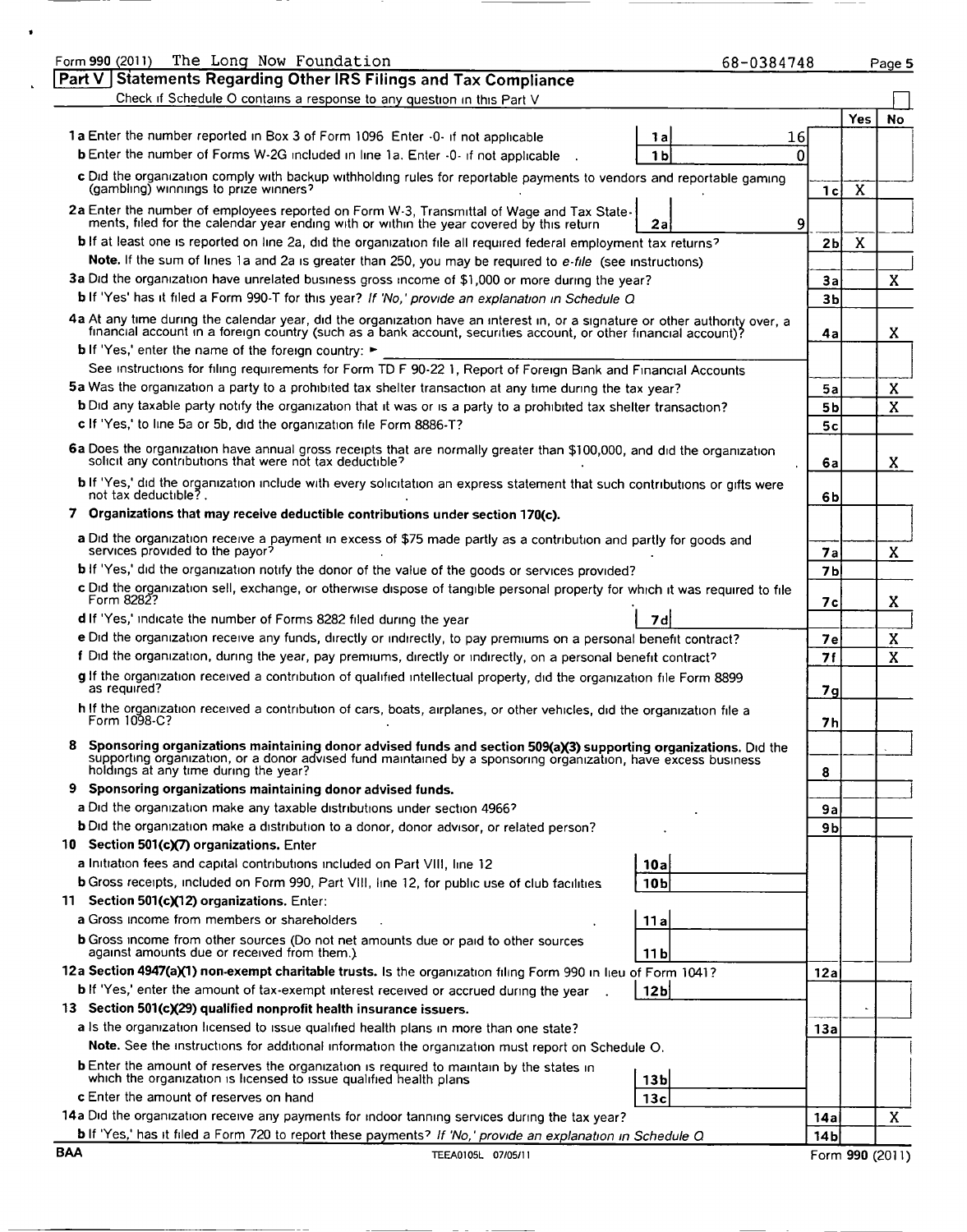Form 990 (2011) The Long Now Foundation 68-0384748 Page 5

## Part V Statements Regarding Other IRS Filings and Tax Compliance

Check if Schedule O contains a response to any question in this Part V ☐

| | | | | Yes | No |
|---|---|---|---|---|---|
| **1a** Enter the number reported in Box 3 of Form 1096 Enter -0- if not applicable | 1a | 16 | | | |
| **b** Enter the number of Forms W-2G included in line 1a. Enter -0- if not applicable | 1b | 0 | | | |
| **c** Did the organization comply with backup withholding rules for reportable payments to vendors and reportable gaming (gambling) winnings to prize winners? | | | 1c | X | |
| **2a** Enter the number of employees reported on Form W-3, Transmittal of Wage and Tax Statements, filed for the calendar year ending with or within the year covered by this return | 2a | 9 | | | |
| **b** If at least one is reported on line 2a, did the organization file all required federal employment tax returns? | | | 2b | X | |
| **Note.** If the sum of lines 1a and 2a is greater than 250, you may be required to *e-file* (see instructions) | | | | | |
| **3a** Did the organization have unrelated business gross income of $1,000 or more during the year? | | | 3a | | X |
| **b** If 'Yes' has it filed a Form 990-T for this year? *If 'No,' provide an explanation in Schedule O* | | | 3b | | |
| **4a** At any time during the calendar year, did the organization have an interest in, or a signature or other authority over, a financial account in a foreign country (such as a bank account, securities account, or other financial account)? | | | 4a | | X |
| **b** If 'Yes,' enter the name of the foreign country: ► | | | | | |
| See instructions for filing requirements for Form TD F 90-22 1, Report of Foreign Bank and Financial Accounts | | | | | |
| **5a** Was the organization a party to a prohibited tax shelter transaction at any time during the tax year? | | | 5a | | X |
| **b** Did any taxable party notify the organization that it was or is a party to a prohibited tax shelter transaction? | | | 5b | | X |
| **c** If 'Yes,' to line 5a or 5b, did the organization file Form 8886-T? | | | 5c | | |
| **6a** Does the organization have annual gross receipts that are normally greater than $100,000, and did the organization solicit any contributions that were not tax deductible? | | | 6a | | X |
| **b** If 'Yes,' did the organization include with every solicitation an express statement that such contributions or gifts were not tax deductible? | | | 6b | | |
| **7 Organizations that may receive deductible contributions under section 170(c).** | | | | | |
| **a** Did the organization receive a payment in excess of $75 made partly as a contribution and partly for goods and services provided to the payor? | | | 7a | | X |
| **b** If 'Yes,' did the organization notify the donor of the value of the goods or services provided? | | | 7b | | |
| **c** Did the organization sell, exchange, or otherwise dispose of tangible personal property for which it was required to file Form 8282? | | | 7c | | X |
| **d** If 'Yes,' indicate the number of Forms 8282 filed during the year | 7d | | | | |
| **e** Did the organization receive any funds, directly or indirectly, to pay premiums on a personal benefit contract? | | | 7e | | X |
| **f** Did the organization, during the year, pay premiums, directly or indirectly, on a personal benefit contract? | | | 7f | | X |
| **g** If the organization received a contribution of qualified intellectual property, did the organization file Form 8899 as required? | | | 7g | | |
| **h** If the organization received a contribution of cars, boats, airplanes, or other vehicles, did the organization file a Form 1098-C? | | | 7h | | |
| **8 Sponsoring organizations maintaining donor advised funds and section 509(a)(3) supporting organizations.** Did the supporting organization, or a donor advised fund maintained by a sponsoring organization, have excess business holdings at any time during the year? | | | 8 | | |
| **9 Sponsoring organizations maintaining donor advised funds.** | | | | | |
| **a** Did the organization make any taxable distributions under section 4966? | | | 9a | | |
| **b** Did the organization make a distribution to a donor, donor advisor, or related person? | | | 9b | | |
| **10 Section 501(c)(7) organizations.** Enter | | | | | |
| **a** Initiation fees and capital contributions included on Part VIII, line 12 | 10a | | | | |
| **b** Gross receipts, included on Form 990, Part VIII, line 12, for public use of club facilities | 10b | | | | |
| **11 Section 501(c)(12) organizations.** Enter: | | | | | |
| **a** Gross income from members or shareholders | 11a | | | | |
| **b** Gross income from other sources (Do not net amounts due or paid to other sources against amounts due or received from them.) | 11b | | | | |
| **12a Section 4947(a)(1) non-exempt charitable trusts.** Is the organization filing Form 990 in lieu of Form 1041? | | | 12a | | |
| **b** If 'Yes,' enter the amount of tax-exempt interest received or accrued during the year | 12b | | | | |
| **13 Section 501(c)(29) qualified nonprofit health insurance issuers.** | | | | | |
| **a** Is the organization licensed to issue qualified health plans in more than one state? | | | 13a | | |
| **Note.** See the instructions for additional information the organization must report on Schedule O. | | | | | |
| **b** Enter the amount of reserves the organization is required to maintain by the states in which the organization is licensed to issue qualified health plans | 13b | | | | |
| **c** Enter the amount of reserves on hand | 13c | | | | |
| **14a** Did the organization receive any payments for indoor tanning services during the tax year? | | | 14a | | X |
| **b** If 'Yes,' has it filed a Form 720 to report these payments? *If 'No,' provide an explanation in Schedule O* | | | 14b | | |

BAA TEEA0105L 07/05/11 Form 990 (2011)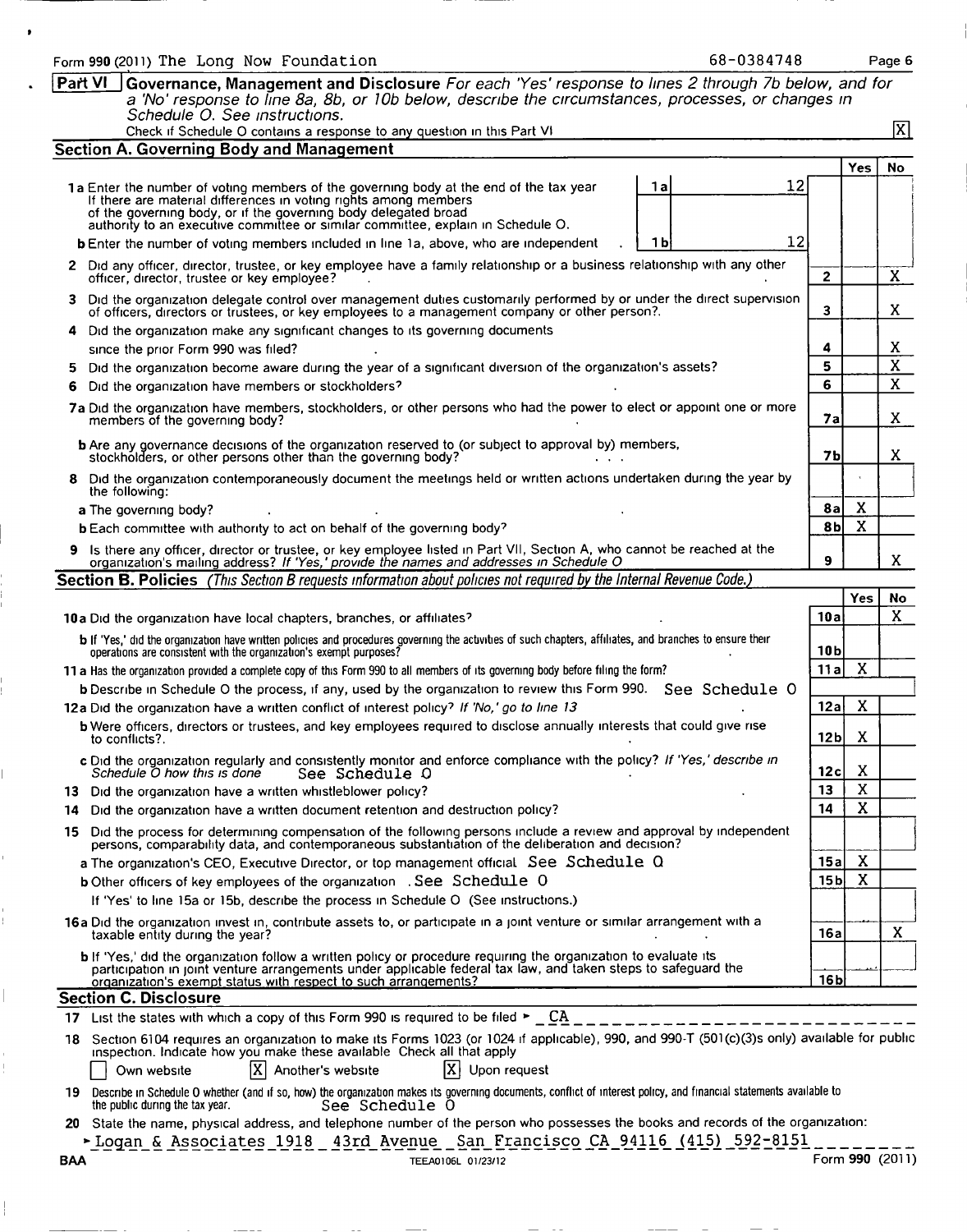Form 990 (2011) The Long Now Foundation 68-0384748 Page 6

## Part VI Governance, Management and Disclosure

*For each 'Yes' response to lines 2 through 7b below, and for a 'No' response to line 8a, 8b, or 10b below, describe the circumstances, processes, or changes in Schedule O. See instructions.*

Check if Schedule O contains a response to any question in this Part VI [X]

### Section A. Governing Body and Management

| | | | Yes | No |
|---|---|---|---|---|
| **1a** Enter the number of voting members of the governing body at the end of the tax year. If there are material differences in voting rights among members of the governing body, or if the governing body delegated broad authority to an executive committee or similar committee, explain in Schedule O. | 1a: 12 | | | |
| **b** Enter the number of voting members included in line 1a, above, who are independent | 1b: 12 | | | |
| **2** Did any officer, director, trustee, or key employee have a family relationship or a business relationship with any other officer, director, trustee or key employee? | | 2 | | X |
| **3** Did the organization delegate control over management duties customarily performed by or under the direct supervision of officers, directors or trustees, or key employees to a management company or other person? | | 3 | | X |
| **4** Did the organization make any significant changes to its governing documents since the prior Form 990 was filed? | | 4 | | X |
| **5** Did the organization become aware during the year of a significant diversion of the organization's assets? | | 5 | | X |
| **6** Did the organization have members or stockholders? | | 6 | | X |
| **7a** Did the organization have members, stockholders, or other persons who had the power to elect or appoint one or more members of the governing body? | | 7a | | X |
| **b** Are any governance decisions of the organization reserved to (or subject to approval by) members, stockholders, or other persons other than the governing body? | | 7b | | X |
| **8** Did the organization contemporaneously document the meetings held or written actions undertaken during the year by the following: | | | | |
| **a** The governing body? | | 8a | X | |
| **b** Each committee with authority to act on behalf of the governing body? | | 8b | X | |
| **9** Is there any officer, director or trustee, or key employee listed in Part VII, Section A, who cannot be reached at the organization's mailing address? *If 'Yes,' provide the names and addresses in Schedule O* | | 9 | | X |

### Section B. Policies *(This Section B requests information about policies not required by the Internal Revenue Code.)*

| | | Yes | No |
|---|---|---|---|
| **10a** Did the organization have local chapters, branches, or affiliates? | 10a | | X |
| **b** If 'Yes,' did the organization have written policies and procedures governing the activities of such chapters, affiliates, and branches to ensure their operations are consistent with the organization's exempt purposes? | 10b | | |
| **11a** Has the organization provided a complete copy of this Form 990 to all members of its governing body before filing the form? | 11a | X | |
| **b** Describe in Schedule O the process, if any, used by the organization to review this Form 990. See Schedule O | | | |
| **12a** Did the organization have a written conflict of interest policy? *If 'No,' go to line 13* | 12a | X | |
| **b** Were officers, directors or trustees, and key employees required to disclose annually interests that could give rise to conflicts? | 12b | X | |
| **c** Did the organization regularly and consistently monitor and enforce compliance with the policy? *If 'Yes,' describe in Schedule O how this is done* See Schedule O | 12c | X | |
| **13** Did the organization have a written whistleblower policy? | 13 | X | |
| **14** Did the organization have a written document retention and destruction policy? | 14 | X | |
| **15** Did the process for determining compensation of the following persons include a review and approval by independent persons, comparability data, and contemporaneous substantiation of the deliberation and decision? | | | |
| **a** The organization's CEO, Executive Director, or top management official See Schedule O | 15a | X | |
| **b** Other officers of key employees of the organization See Schedule O | 15b | X | |
| If 'Yes' to line 15a or 15b, describe the process in Schedule O (See instructions.) | | | |
| **16a** Did the organization invest in, contribute assets to, or participate in a joint venture or similar arrangement with a taxable entity during the year? | 16a | | X |
| **b** If 'Yes,' did the organization follow a written policy or procedure requiring the organization to evaluate its participation in joint venture arrangements under applicable federal tax law, and taken steps to safeguard the organization's exempt status with respect to such arrangements? | 16b | | |

### Section C. Disclosure

**17** List the states with which a copy of this Form 990 is required to be filed ► CA

**18** Section 6104 requires an organization to make its Forms 1023 (or 1024 if applicable), 990, and 990-T (501(c)(3)s only) available for public inspection. Indicate how you make these available. Check all that apply

[ ] Own website [X] Another's website [X] Upon request

**19** Describe in Schedule O whether (and if so, how) the organization makes its governing documents, conflict of interest policy, and financial statements available to the public during the tax year. See Schedule O

**20** State the name, physical address, and telephone number of the person who possesses the books and records of the organization:

► Logan & Associates 1918 43rd Avenue San Francisco CA 94116 (415) 592-8151

BAA TEEA0106L 01/23/12 Form 990 (2011)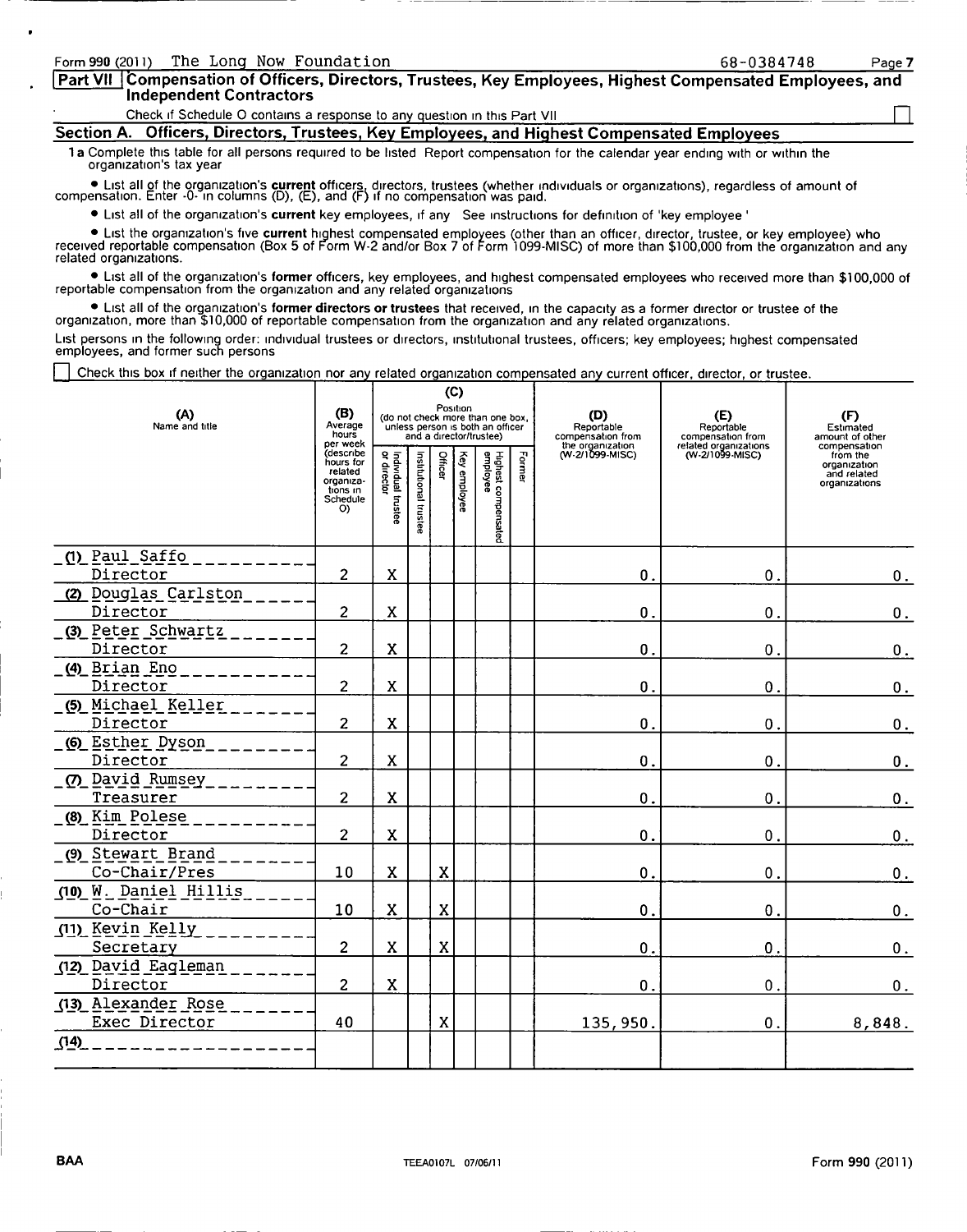Form 990 (2011) The Long Now Foundation 68-0384748 Page 7

## Part VII Compensation of Officers, Directors, Trustees, Key Employees, Highest Compensated Employees, and Independent Contractors

Check if Schedule O contains a response to any question in this Part VII ☐

### Section A. Officers, Directors, Trustees, Key Employees, and Highest Compensated Employees

**1a** Complete this table for all persons required to be listed Report compensation for the calendar year ending with or within the organization's tax year

- List all of the organization's **current** officers, directors, trustees (whether individuals or organizations), regardless of amount of compensation. Enter -0- in columns (D), (E), and (F) if no compensation was paid.
- List all of the organization's **current** key employees, if any See instructions for definition of 'key employee '
- List the organization's five **current** highest compensated employees (other than an officer, director, trustee, or key employee) who received reportable compensation (Box 5 of Form W-2 and/or Box 7 of Form 1099-MISC) of more than $100,000 from the organization and any related organizations.
- List all of the organization's **former** officers, key employees, and highest compensated employees who received more than $100,000 of reportable compensation from the organization and any related organizations
- List all of the organization's **former directors or trustees** that received, in the capacity as a former director or trustee of the organization, more than $10,000 of reportable compensation from the organization and any related organizations.

List persons in the following order: individual trustees or directors, institutional trustees, officers; key employees; highest compensated employees, and former such persons

☐ Check this box if neither the organization nor any related organization compensated any current officer, director, or trustee.

| (A) Name and title | (B) Average hours per week (describe hours for related organizations in Schedule O) | (C) Position (do not check more than one box, unless person is both an officer and a director/trustee) | | | | | | (D) Reportable compensation from the organization (W-2/1099-MISC) | (E) Reportable compensation from related organizations (W-2/1099-MISC) | (F) Estimated amount of other compensation from the organization and related organizations |
|---|---|---|---|---|---|---|---|---|---|---|
| | | Individual trustee or director | Institutional trustee | Officer | Key employee | Highest compensated employee | Former | | | |
| (1) Paul Saffo Director | 2 | X | | | | | | 0. | 0. | 0. |
| (2) Douglas Carlston Director | 2 | X | | | | | | 0. | 0. | 0. |
| (3) Peter Schwartz Director | 2 | X | | | | | | 0. | 0. | 0. |
| (4) Brian Eno Director | 2 | X | | | | | | 0. | 0. | 0. |
| (5) Michael Keller Director | 2 | X | | | | | | 0. | 0. | 0. |
| (6) Esther Dyson Director | 2 | X | | | | | | 0. | 0. | 0. |
| (7) David Rumsey Treasurer | 2 | X | | | | | | 0. | 0. | 0. |
| (8) Kim Polese Director | 2 | X | | | | | | 0. | 0. | 0. |
| (9) Stewart Brand Co-Chair/Pres | 10 | X | | X | | | | 0. | 0. | 0. |
| (10) W. Daniel Hillis Co-Chair | 10 | X | | X | | | | 0. | 0. | 0. |
| (11) Kevin Kelly Secretary | 2 | X | | X | | | | 0. | 0. | 0. |
| (12) David Eagleman Director | 2 | X | | | | | | 0. | 0. | 0. |
| (13) Alexander Rose Exec Director | 40 | | | X | | | | 135,950. | 0. | 8,848. |
| (14) | | | | | | | | | | |

BAA TEEA0107L 07/06/11 Form 990 (2011)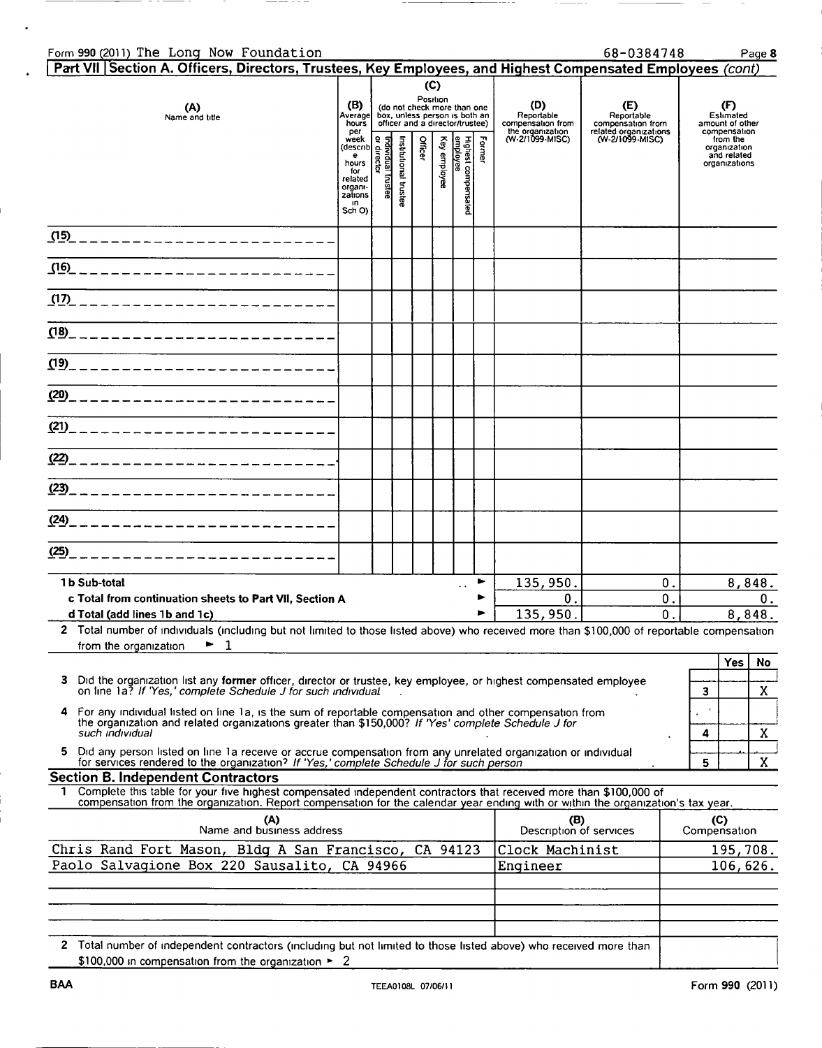Form 990 (2011) The Long Now Foundation 68-0384748

## Part VII Section A. Officers, Directors, Trustees, Key Employees, and Highest Compensated Employees *(cont)*

| (A) Name and title | (B) Average hours per week (describe hours for related organizations in Sch O) | (C) Position (do not check more than one box, unless person is both an officer and a director/trustee) | | | | | | (D) Reportable compensation from the organization (W-2/1099-MISC) | (E) Reportable compensation from related organizations (W-2/1099-MISC) | (F) Estimated amount of other compensation from the organization and related organizations |
|---|---|---|---|---|---|---|---|---|---|---|
| | | Individual trustee or director | Institutional trustee | Officer | Key employee | Highest compensated employee | Former | | | |
| (15) | | | | | | | | | | |
| (16) | | | | | | | | | | |
| (17) | | | | | | | | | | |
| (18) | | | | | | | | | | |
| (19) | | | | | | | | | | |
| (20) | | | | | | | | | | |
| (21) | | | | | | | | | | |
| (22) | | | | | | | | | | |
| (23) | | | | | | | | | | |
| (24) | | | | | | | | | | |
| (25) | | | | | | | | | | |
| **1b Sub-total** | | | | | | | ► | 135,950. | 0. | 8,848. |
| **c Total from continuation sheets to Part VII, Section A** | | | | | | | ► | 0. | 0. | 0. |
| **d Total (add lines 1b and 1c)** | | | | | | | ► | 135,950. | 0. | 8,848. |

2 Total number of individuals (including but not limited to those listed above) who received more than $100,000 of reportable compensation from the organization ► 1

| | | Yes | No |
|---|---|---|---|
| 3 Did the organization list any **former** officer, director or trustee, key employee, or highest compensated employee on line 1a? *If 'Yes,' complete Schedule J for such individual* | 3 | | X |
| 4 For any individual listed on line 1a, is the sum of reportable compensation and other compensation from the organization and related organizations greater than $150,000? *If 'Yes' complete Schedule J for such individual* | 4 | | X |
| 5 Did any person listed on line 1a receive or accrue compensation from any unrelated organization or individual for services rendered to the organization? *If 'Yes,' complete Schedule J for such person* | 5 | | X |

## Section B. Independent Contractors

1 Complete this table for your five highest compensated independent contractors that received more than $100,000 of compensation from the organization. Report compensation for the calendar year ending with or within the organization's tax year.

| (A) Name and business address | (B) Description of services | (C) Compensation |
|---|---|---|
| Chris Rand Fort Mason, Bldg A San Francisco, CA 94123 | Clock Machinist | 195,708. |
| Paolo Salvagione Box 220 Sausalito, CA 94966 | Engineer | 106,626. |
| | | |
| | | |
| | | |

2 Total number of independent contractors (including but not limited to those listed above) who received more than $100,000 in compensation from the organization ► 2

BAA TEEA0108L 07/06/11 Form 990 (2011)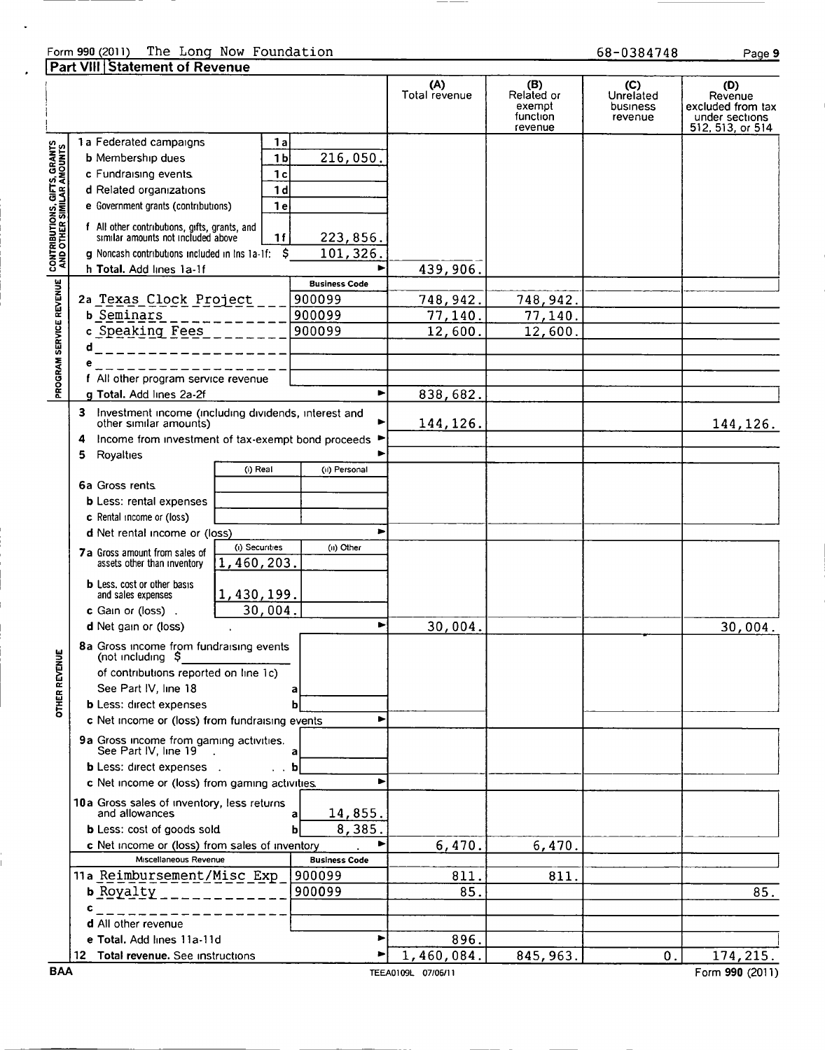Form 990 (2011) The Long Now Foundation 68-0384748

## Part VIII Statement of Revenue

| | | | (A) Total revenue | (B) Related or exempt function revenue | (C) Unrelated business revenue | (D) Revenue excluded from tax under sections 512, 513, or 514 |
|---|---|---|---|---|---|---|
| **CONTRIBUTIONS, GIFTS, GRANTS AND OTHER SIMILAR AMOUNTS** | 1a Federated campaigns | 1a | | | | |
| | b Membership dues | 1b 216,050. | | | | |
| | c Fundraising events | 1c | | | | |
| | d Related organizations | 1d | | | | |
| | e Government grants (contributions) | 1e | | | | |
| | f All other contributions, gifts, grants, and similar amounts not included above | 1f 223,856. | | | | |
| | g Noncash contributions included in lns 1a-1f: $ 101,326. | | | | | |
| | h **Total.** Add lines 1a-1f | ► | 439,906. | | | |
| **PROGRAM SERVICE REVENUE** | | Business Code | | | | |
| | 2a Texas Clock Project | 900099 | 748,942. | 748,942. | | |
| | b Seminars | 900099 | 77,140. | 77,140. | | |
| | c Speaking Fees | 900099 | 12,600. | 12,600. | | |
| | d | | | | | |
| | e | | | | | |
| | f All other program service revenue | | | | | |
| | g **Total.** Add lines 2a-2f | ► | 838,682. | | | |
| **OTHER REVENUE** | 3 Investment income (including dividends, interest and other similar amounts) | ► | 144,126. | | | 144,126. |
| | 4 Income from investment of tax-exempt bond proceeds | ► | | | | |
| | 5 Royalties | ► | | | | |
| | | (i) Real / (ii) Personal | | | | |
| | 6a Gross rents | | | | | |
| | b Less: rental expenses | | | | | |
| | c Rental income or (loss) | | | | | |
| | d Net rental income or (loss) | ► | | | | |
| | | (i) Securities / (ii) Other | | | | |
| | 7a Gross amount from sales of assets other than inventory | 1,460,203. | | | | |
| | b Less: cost or other basis and sales expenses | 1,430,199. | | | | |
| | c Gain or (loss) | 30,004. | | | | |
| | d Net gain or (loss) | ► | 30,004. | | | 30,004. |
| | 8a Gross income from fundraising events (not including $ of contributions reported on line 1c) See Part IV, line 18 | a | | | | |
| | b Less: direct expenses | b | | | | |
| | c Net income or (loss) from fundraising events | ► | | | | |
| | 9a Gross income from gaming activities. See Part IV, line 19 | a | | | | |
| | b Less: direct expenses | b | | | | |
| | c Net income or (loss) from gaming activities | ► | | | | |
| | 10a Gross sales of inventory, less returns and allowances | a 14,855. | | | | |
| | b Less: cost of goods sold | b 8,385. | | | | |
| | c Net income or (loss) from sales of inventory | ► | 6,470. | 6,470. | | |
| | Miscellaneous Revenue | Business Code | | | | |
| | 11a Reimbursement/Misc Exp | 900099 | 811. | 811. | | |
| | b Royalty | 900099 | 85. | | | 85. |
| | c | | | | | |
| | d All other revenue | | | | | |
| | e **Total.** Add lines 11a-11d | ► | 896. | | | |
| | 12 **Total revenue.** See instructions | ► | 1,460,084. | 845,963. | 0. | 174,215. |

BAA TEEA0109L 07/06/11 Form **990** (2011)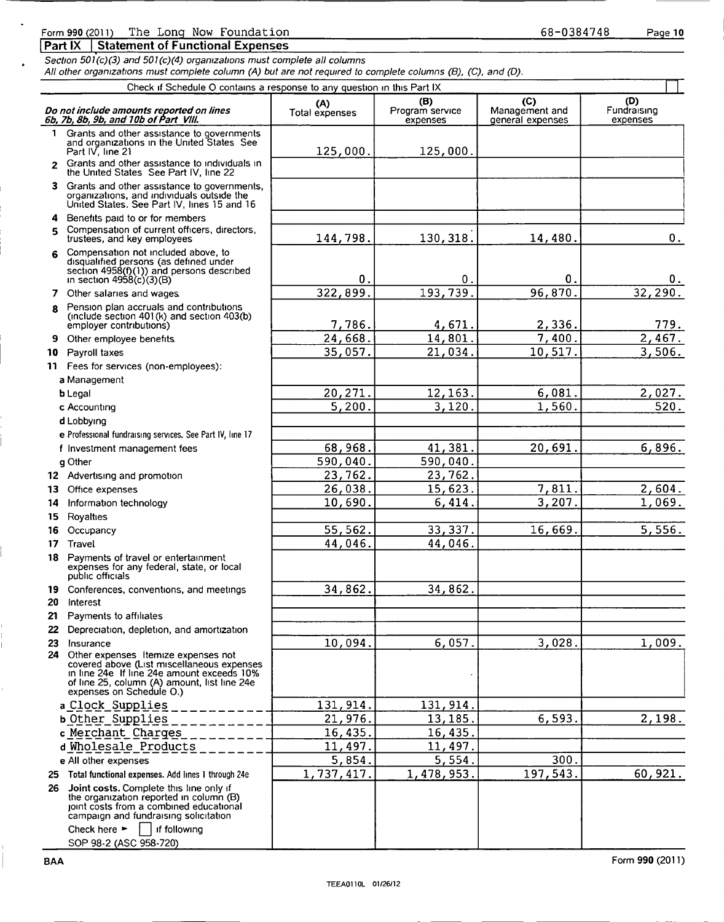Form 990 (2011) The Long Now Foundation 68-0384748

## Part IX Statement of Functional Expenses

*Section 501(c)(3) and 501(c)(4) organizations must complete all columns*
*All other organizations must complete column (A) but are not required to complete columns (B), (C), and (D).*

Check if Schedule O contains a response to any question in this Part IX ☐

| *Do not include amounts reported on lines 6b, 7b, 8b, 9b, and 10b of Part VIII.* | (A) Total expenses | (B) Program service expenses | (C) Management and general expenses | (D) Fundraising expenses |
|---|---|---|---|---|
| 1 Grants and other assistance to governments and organizations in the United States See Part IV, line 21 | 125,000. | 125,000. | | |
| 2 Grants and other assistance to individuals in the United States See Part IV, line 22 | | | | |
| 3 Grants and other assistance to governments, organizations, and individuals outside the United States. See Part IV, lines 15 and 16 | | | | |
| 4 Benefits paid to or for members | | | | |
| 5 Compensation of current officers, directors, trustees, and key employees | 144,798. | 130,318. | 14,480. | 0. |
| 6 Compensation not included above, to disqualified persons (as defined under section 4958(f)(1)) and persons described in section 4958(c)(3)(B) | 0. | 0. | 0. | 0. |
| 7 Other salaries and wages | 322,899. | 193,739. | 96,870. | 32,290. |
| 8 Pension plan accruals and contributions (include section 401(k) and section 403(b) employer contributions) | 7,786. | 4,671. | 2,336. | 779. |
| 9 Other employee benefits | 24,668. | 14,801. | 7,400. | 2,467. |
| 10 Payroll taxes | 35,057. | 21,034. | 10,517. | 3,506. |
| 11 Fees for services (non-employees): | | | | |
| a Management | | | | |
| b Legal | 20,271. | 12,163. | 6,081. | 2,027. |
| c Accounting | 5,200. | 3,120. | 1,560. | 520. |
| d Lobbying | | | | |
| e Professional fundraising services. See Part IV, line 17 | | | | |
| f Investment management fees | 68,968. | 41,381. | 20,691. | 6,896. |
| g Other | 590,040. | 590,040. | | |
| 12 Advertising and promotion | 23,762. | 23,762. | | |
| 13 Office expenses | 26,038. | 15,623. | 7,811. | 2,604. |
| 14 Information technology | 10,690. | 6,414. | 3,207. | 1,069. |
| 15 Royalties | | | | |
| 16 Occupancy | 55,562. | 33,337. | 16,669. | 5,556. |
| 17 Travel | 44,046. | 44,046. | | |
| 18 Payments of travel or entertainment expenses for any federal, state, or local public officials | | | | |
| 19 Conferences, conventions, and meetings | 34,862. | 34,862. | | |
| 20 Interest | | | | |
| 21 Payments to affiliates | | | | |
| 22 Depreciation, depletion, and amortization | | | | |
| 23 Insurance | 10,094. | 6,057. | 3,028. | 1,009. |
| 24 Other expenses Itemize expenses not covered above (List miscellaneous expenses in line 24e If line 24e amount exceeds 10% of line 25, column (A) amount, list line 24e expenses on Schedule O.) | | | | |
| a Clock Supplies | 131,914. | 131,914. | | |
| b Other Supplies | 21,976. | 13,185. | 6,593. | 2,198. |
| c Merchant Charges | 16,435. | 16,435. | | |
| d Wholesale Products | 11,497. | 11,497. | | |
| e All other expenses | 5,854. | 5,554. | 300. | |
| 25 Total functional expenses. Add lines 1 through 24e | 1,737,417. | 1,478,953. | 197,543. | 60,921. |
| 26 **Joint costs.** Complete this line only if the organization reported in column (B) joint costs from a combined educational campaign and fundraising solicitation Check here ► ☐ if following SOP 98-2 (ASC 958-720) | | | | |

BAA Form 990 (2011)

TEEA0110L 01/26/12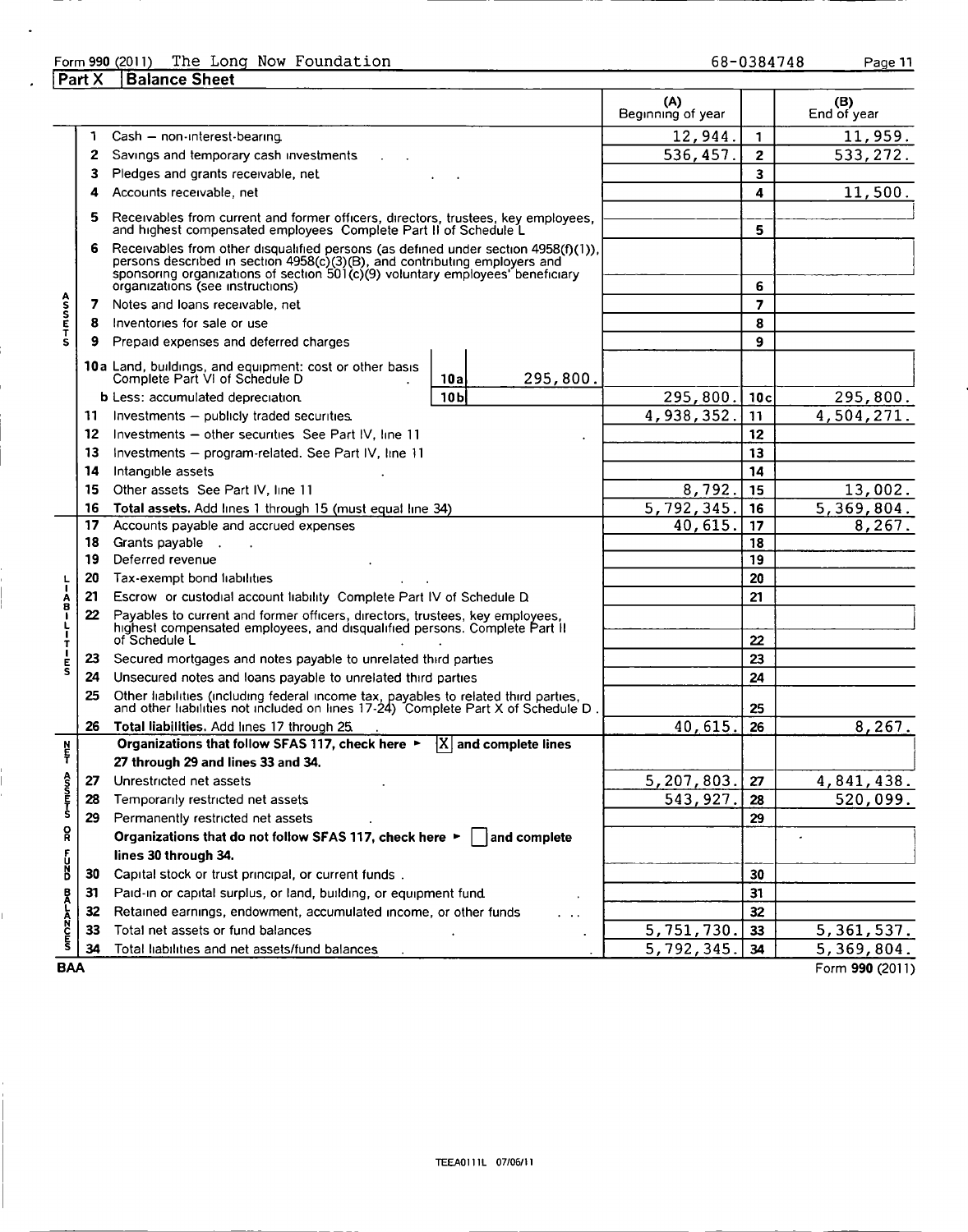Form 990 (2011) The Long Now Foundation 68-0384748

## Part X Balance Sheet

| | | | (A) Beginning of year | | (B) End of year |
|---|---|---|---|---|---|
| ASSETS | 1 | Cash — non-interest-bearing | 12,944. | 1 | 11,959. |
| | 2 | Savings and temporary cash investments | 536,457. | 2 | 533,272. |
| | 3 | Pledges and grants receivable, net | | 3 | |
| | 4 | Accounts receivable, net | | 4 | 11,500. |
| | 5 | Receivables from current and former officers, directors, trustees, key employees, and highest compensated employees Complete Part II of Schedule L | | 5 | |
| | 6 | Receivables from other disqualified persons (as defined under section 4958(f)(1)), persons described in section 4958(c)(3)(B), and contributing employers and sponsoring organizations of section 501(c)(9) voluntary employees' beneficiary organizations (see instructions) | | 6 | |
| | 7 | Notes and loans receivable, net | | 7 | |
| | 8 | Inventories for sale or use | | 8 | |
| | 9 | Prepaid expenses and deferred charges | | 9 | |
| | 10a | Land, buildings, and equipment: cost or other basis Complete Part VI of Schedule D — 10a: 295,800. | | | |
| | b | Less: accumulated depreciation — 10b | 295,800. | 10c | 295,800. |
| | 11 | Investments — publicly traded securities | 4,938,352. | 11 | 4,504,271. |
| | 12 | Investments — other securities See Part IV, line 11 | | 12 | |
| | 13 | Investments — program-related. See Part IV, line 11 | | 13 | |
| | 14 | Intangible assets | | 14 | |
| | 15 | Other assets See Part IV, line 11 | 8,792. | 15 | 13,002. |
| | 16 | **Total assets.** Add lines 1 through 15 (must equal line 34) | 5,792,345. | 16 | 5,369,804. |
| LIABILITIES | 17 | Accounts payable and accrued expenses | 40,615. | 17 | 8,267. |
| | 18 | Grants payable | | 18 | |
| | 19 | Deferred revenue | | 19 | |
| | 20 | Tax-exempt bond liabilities | | 20 | |
| | 21 | Escrow or custodial account liability Complete Part IV of Schedule D | | 21 | |
| | 22 | Payables to current and former officers, directors, trustees, key employees, highest compensated employees, and disqualified persons. Complete Part II of Schedule L | | 22 | |
| | 23 | Secured mortgages and notes payable to unrelated third parties | | 23 | |
| | 24 | Unsecured notes and loans payable to unrelated third parties | | 24 | |
| | 25 | Other liabilities (including federal income tax, payables to related third parties, and other liabilities not included on lines 17-24) Complete Part X of Schedule D | | 25 | |
| | 26 | **Total liabilities.** Add lines 17 through 25 | 40,615. | 26 | 8,267. |
| NET ASSETS OR FUND BALANCES | | **Organizations that follow SFAS 117, check here ► [X] and complete lines 27 through 29 and lines 33 and 34.** | | | |
| | 27 | Unrestricted net assets | 5,207,803. | 27 | 4,841,438. |
| | 28 | Temporarily restricted net assets | 543,927. | 28 | 520,099. |
| | 29 | Permanently restricted net assets | | 29 | |
| | | **Organizations that do not follow SFAS 117, check here ► [ ] and complete lines 30 through 34.** | | | |
| | 30 | Capital stock or trust principal, or current funds | | 30 | |
| | 31 | Paid-in or capital surplus, or land, building, or equipment fund | | 31 | |
| | 32 | Retained earnings, endowment, accumulated income, or other funds | | 32 | |
| | 33 | Total net assets or fund balances | 5,751,730. | 33 | 5,361,537. |
| | 34 | Total liabilities and net assets/fund balances | 5,792,345. | 34 | 5,369,804. |

BAA Form **990** (2011)

TEEA0111L 07/06/11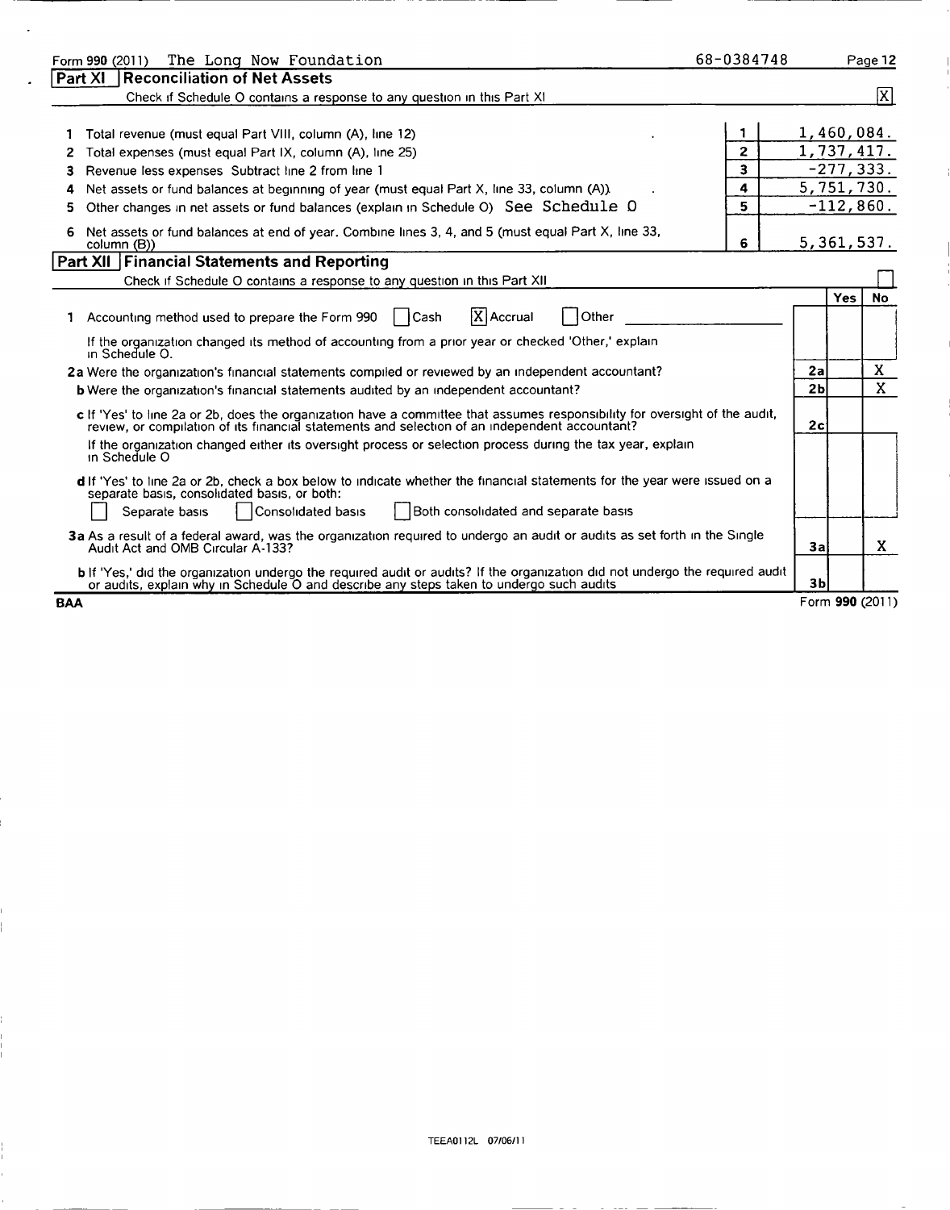Form 990 (2011) The Long Now Foundation 68-0384748 Page 12

## Part XI Reconciliation of Net Assets

Check if Schedule O contains a response to any question in this Part XI [X]

| | | | |
|---|---|---|---|
| 1 | Total revenue (must equal Part VIII, column (A), line 12) | 1 | 1,460,084. |
| 2 | Total expenses (must equal Part IX, column (A), line 25) | 2 | 1,737,417. |
| 3 | Revenue less expenses Subtract line 2 from line 1 | 3 | -277,333. |
| 4 | Net assets or fund balances at beginning of year (must equal Part X, line 33, column (A)) | 4 | 5,751,730. |
| 5 | Other changes in net assets or fund balances (explain in Schedule O) See Schedule O | 5 | -112,860. |
| 6 | Net assets or fund balances at end of year. Combine lines 3, 4, and 5 (must equal Part X, line 33, column (B)) | 6 | 5,361,537. |

## Part XII Financial Statements and Reporting

Check if Schedule O contains a response to any question in this Part XII [ ]

| | | | Yes | No |
|---|---|---|---|---|
| 1 | Accounting method used to prepare the Form 990 [ ] Cash [X] Accrual [ ] Other | | | |
| | If the organization changed its method of accounting from a prior year or checked 'Other,' explain in Schedule O. | | | |
| 2a | Were the organization's financial statements compiled or reviewed by an independent accountant? | 2a | | X |
| b | Were the organization's financial statements audited by an independent accountant? | 2b | | X |
| c | If 'Yes' to line 2a or 2b, does the organization have a committee that assumes responsibility for oversight of the audit, review, or compilation of its financial statements and selection of an independent accountant? | 2c | | |
| | If the organization changed either its oversight process or selection process during the tax year, explain in Schedule O | | | |
| d | If 'Yes' to line 2a or 2b, check a box below to indicate whether the financial statements for the year were issued on a separate basis, consolidated basis, or both: [ ] Separate basis [ ] Consolidated basis [ ] Both consolidated and separate basis | | | |
| 3a | As a result of a federal award, was the organization required to undergo an audit or audits as set forth in the Single Audit Act and OMB Circular A-133? | 3a | | X |
| b | If 'Yes,' did the organization undergo the required audit or audits? If the organization did not undergo the required audit or audits, explain why in Schedule O and describe any steps taken to undergo such audits | 3b | | |

BAA Form 990 (2011)

TEEA0112L 07/06/11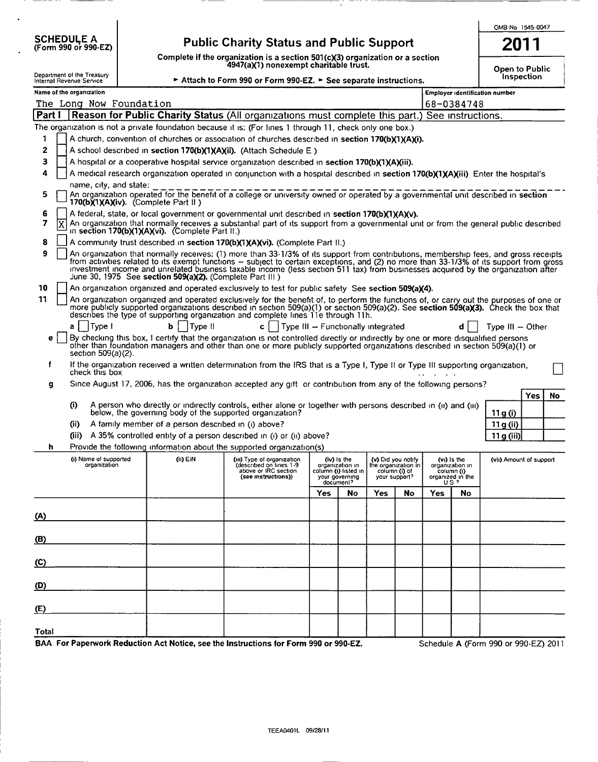OMB No 1545-0047

# SCHEDULE A (Form 990 or 990-EZ)

Department of the Treasury
Internal Revenue Service

## Public Charity Status and Public Support

**Complete if the organization is a section 501(c)(3) organization or a section 4947(a)(1) nonexempt charitable trust.**

► **Attach to Form 990 or Form 990-EZ.** ► **See separate instructions.**

**2011**

**Open to Public Inspection**

Name of the organization: The Long Now Foundation

Employer identification number: 68-0384748

**Part I** **Reason for Public Charity Status** (All organizations must complete this part.) See instructions.

The organization is not a private foundation because it is: (For lines 1 through 11, check only one box.)

1 [ ] A church, convention of churches or association of churches described in **section 170(b)(1)(A)(i).**

2 [ ] A school described in **section 170(b)(1)(A)(ii).** (Attach Schedule E )

3 [ ] A hospital or a cooperative hospital service organization described in **section 170(b)(1)(A)(iii).**

4 [ ] A medical research organization operated in conjunction with a hospital described in **section 170(b)(1)(A)(iii)** Enter the hospital's name, city, and state: ______

5 [ ] An organization operated for the benefit of a college or university owned or operated by a governmental unit described in **section 170(b)(1)(A)(iv).** (Complete Part II )

6 [ ] A federal, state, or local government or governmental unit described in **section 170(b)(1)(A)(v).**

7 [X] An organization that normally receives a substantial part of its support from a governmental unit or from the general public described in **section 170(b)(1)(A)(vi).** (Complete Part II.)

8 [ ] A community trust described in **section 170(b)(1)(A)(vi).** (Complete Part II.)

9 [ ] An organization that normally receives: (1) more than 33-1/3% of its support from contributions, membership fees, and gross receipts from activities related to its exempt functions – subject to certain exceptions, and (2) no more than 33-1/3% of its support from gross investment income and unrelated business taxable income (less section 511 tax) from businesses acquired by the organization after June 30, 1975 See **section 509(a)(2).** (Complete Part III )

10 [ ] An organization organized and operated exclusively to test for public safety See **section 509(a)(4).**

11 [ ] An organization organized and operated exclusively for the benefit of, to perform the functions of, or carry out the purposes of one or more publicly supported organizations described in section 509(a)(1) or section 509(a)(2). See **section 509(a)(3).** Check the box that describes the type of supporting organization and complete lines 11e through 11h.

a [ ] Type I  b [ ] Type II  c [ ] Type III – Functionally integrated  d [ ] Type III – Other

e [ ] By checking this box, I certify that the organization is not controlled directly or indirectly by one or more disqualified persons other than foundation managers and other than one or more publicly supported organizations described in section 509(a)(1) or section 509(a)(2).

f If the organization received a written determination from the IRS that is a Type I, Type II or Type III supporting organization, check this box [ ]

g Since August 17, 2006, has the organization accepted any gift or contribution from any of the following persons?

| | | | Yes | No |
|---|---|---|---|---|
| (i) | A person who directly or indirectly controls, either alone or together with persons described in (ii) and (iii) below, the governing body of the supported organization? | 11 g (i) | | |
| (ii) | A family member of a person described in (i) above? | 11 g (ii) | | |
| (iii) | A 35% controlled entity of a person described in (i) or (ii) above? | 11 g (iii) | | |

h Provide the following information about the supported organization(s)

| | (i) Name of supported organization | (ii) EIN | (iii) Type of organization (described on lines 1-9 above or IRC section (see instructions)) | (iv) Is the organization in column (i) listed in your governing document? | | (v) Did you notify the organization in column (i) of your support? | | (vi) Is the organization in column (i) organized in the US ? | | (vii) Amount of support |
|---|---|---|---|---|---|---|---|---|---|---|
| | | | | Yes | No | Yes | No | Yes | No | |
| (A) | | | | | | | | | | |
| (B) | | | | | | | | | | |
| (C) | | | | | | | | | | |
| (D) | | | | | | | | | | |
| (E) | | | | | | | | | | |
| Total | | | | | | | | | | |

**BAA For Paperwork Reduction Act Notice, see the Instructions for Form 990 or 990-EZ.** Schedule A (Form 990 or 990-EZ) 2011

TEEA0401L 09/28/11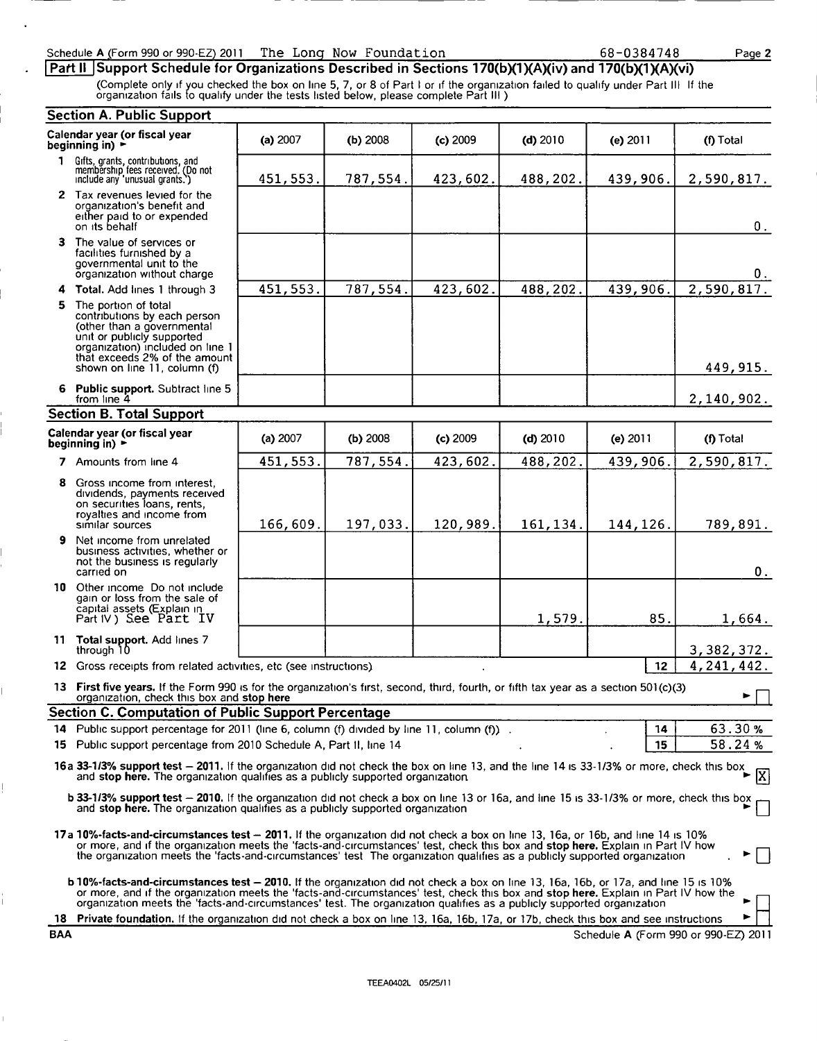Schedule A (Form 990 or 990-EZ) 2011 The Long Now Foundation 68-0384748

## Part II Support Schedule for Organizations Described in Sections 170(b)(1)(A)(iv) and 170(b)(1)(A)(vi)

(Complete only if you checked the box on line 5, 7, or 8 of Part I or if the organization failed to qualify under Part III If the organization fails to qualify under the tests listed below, please complete Part III )

### Section A. Public Support

| Calendar year (or fiscal year beginning in) ► | (a) 2007 | (b) 2008 | (c) 2009 | (d) 2010 | (e) 2011 | (f) Total |
|---|---|---|---|---|---|---|
| 1 Gifts, grants, contributions, and membership fees received. (Do not include any 'unusual grants.') | 451,553. | 787,554. | 423,602. | 488,202. | 439,906. | 2,590,817. |
| 2 Tax revenues levied for the organization's benefit and either paid to or expended on its behalf | | | | | | 0. |
| 3 The value of services or facilities furnished by a governmental unit to the organization without charge | | | | | | 0. |
| 4 Total. Add lines 1 through 3 | 451,553. | 787,554. | 423,602. | 488,202. | 439,906. | 2,590,817. |
| 5 The portion of total contributions by each person (other than a governmental unit or publicly supported organization) included on line 1 that exceeds 2% of the amount shown on line 11, column (f) | | | | | | 449,915. |
| 6 Public support. Subtract line 5 from line 4 | | | | | | 2,140,902. |

### Section B. Total Support

| Calendar year (or fiscal year beginning in) ► | (a) 2007 | (b) 2008 | (c) 2009 | (d) 2010 | (e) 2011 | (f) Total |
|---|---|---|---|---|---|---|
| 7 Amounts from line 4 | 451,553. | 787,554. | 423,602. | 488,202. | 439,906. | 2,590,817. |
| 8 Gross income from interest, dividends, payments received on securities loans, rents, royalties and income from similar sources | 166,609. | 197,033. | 120,989. | 161,134. | 144,126. | 789,891. |
| 9 Net income from unrelated business activities, whether or not the business is regularly carried on | | | | | | 0. |
| 10 Other income Do not include gain or loss from the sale of capital assets (Explain in Part IV) See Part IV | | | | 1,579. | 85. | 1,664. |
| 11 Total support. Add lines 7 through 10 | | | | | | 3,382,372. |
| 12 Gross receipts from related activities, etc (see instructions) | | | | | 12 | 4,241,442. |

13 **First five years.** If the Form 990 is for the organization's first, second, third, fourth, or fifth tax year as a section 501(c)(3) organization, check this box and **stop here** ► [ ]

### Section C. Computation of Public Support Percentage

| | | |
|---|---|---|
| 14 Public support percentage for 2011 (line 6, column (f) divided by line 11, column (f)) | 14 | 63.30 % |
| 15 Public support percentage from 2010 Schedule A, Part II, line 14 | 15 | 58.24 % |

**16a 33-1/3% support test – 2011.** If the organization did not check the box on line 13, and the line 14 is 33-1/3% or more, check this box and **stop here.** The organization qualifies as a publicly supported organization ► [X]

**b 33-1/3% support test – 2010.** If the organization did not check a box on line 13 or 16a, and line 15 is 33-1/3% or more, check this box and **stop here.** The organization qualifies as a publicly supported organization ► [ ]

**17a 10%-facts-and-circumstances test – 2011.** If the organization did not check a box on line 13, 16a, or 16b, and line 14 is 10% or more, and if the organization meets the 'facts-and-circumstances' test, check this box and **stop here.** Explain in Part IV how the organization meets the 'facts-and-circumstances' test The organization qualifies as a publicly supported organization ► [ ]

**b 10%-facts-and-circumstances test – 2010.** If the organization did not check a box on line 13, 16a, 16b, or 17a, and line 15 is 10% or more, and if the organization meets the 'facts-and-circumstances' test, check this box and **stop here.** Explain in Part IV how the organization meets the 'facts-and-circumstances' test. The organization qualifies as a publicly supported organization ► [ ]

18 **Private foundation.** If the organization did not check a box on line 13, 16a, 16b, 17a, or 17b, check this box and see instructions ► [ ]

BAA Schedule A (Form 990 or 990-EZ) 2011

TEEA0402L 05/25/11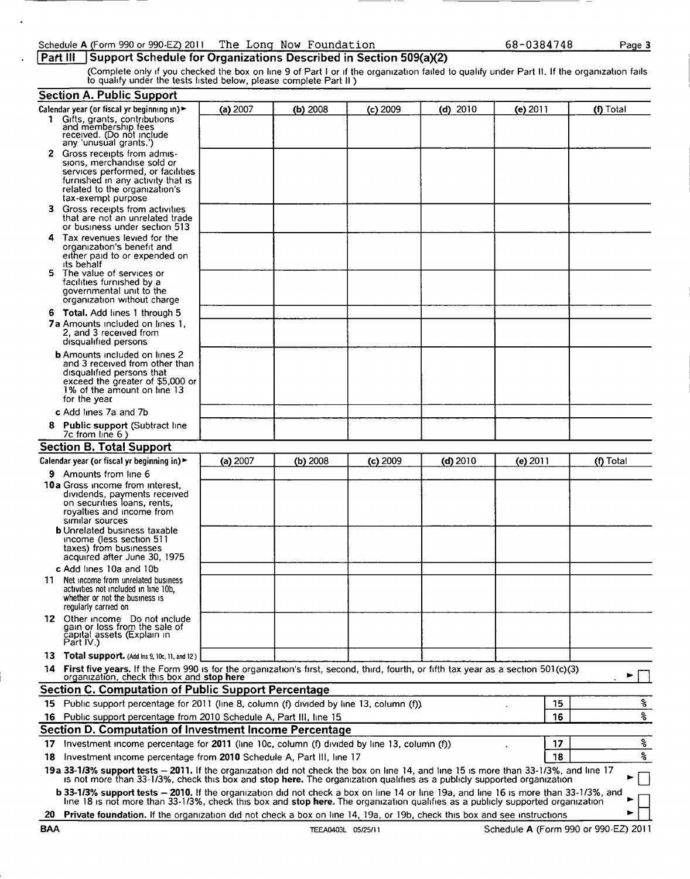Schedule A (Form 990 or 990-EZ) 2011 The Long Now Foundation 68-0384748

## Part III Support Schedule for Organizations Described in Section 509(a)(2)

(Complete only if you checked the box on line 9 of Part I or if the organization failed to qualify under Part II. If the organization fails to qualify under the tests listed below, please complete Part II.)

### Section A. Public Support

| Calendar year (or fiscal yr beginning in) ► | (a) 2007 | (b) 2008 | (c) 2009 | (d) 2010 | (e) 2011 | (f) Total |
|---|---|---|---|---|---|---|
| 1 Gifts, grants, contributions and membership fees received. (Do not include any 'unusual grants.') | | | | | | |
| 2 Gross receipts from admissions, merchandise sold or services performed, or facilities furnished in any activity that is related to the organization's tax-exempt purpose | | | | | | |
| 3 Gross receipts from activities that are not an unrelated trade or business under section 513 | | | | | | |
| 4 Tax revenues levied for the organization's benefit and either paid to or expended on its behalf | | | | | | |
| 5 The value of services or facilities furnished by a governmental unit to the organization without charge | | | | | | |
| 6 **Total.** Add lines 1 through 5 | | | | | | |
| 7a Amounts included on lines 1, 2, and 3 received from disqualified persons | | | | | | |
| b Amounts included on lines 2 and 3 received from other than disqualified persons that exceed the greater of $5,000 or 1% of the amount on line 13 for the year | | | | | | |
| c Add lines 7a and 7b | | | | | | |
| 8 **Public support** (Subtract line 7c from line 6.) | | | | | | |

### Section B. Total Support

| Calendar year (or fiscal yr beginning in) ► | (a) 2007 | (b) 2008 | (c) 2009 | (d) 2010 | (e) 2011 | (f) Total |
|---|---|---|---|---|---|---|
| 9 Amounts from line 6 | | | | | | |
| 10a Gross income from interest, dividends, payments received on securities loans, rents, royalties and income from similar sources | | | | | | |
| b Unrelated business taxable income (less section 511 taxes) from businesses acquired after June 30, 1975 | | | | | | |
| c Add lines 10a and 10b | | | | | | |
| 11 Net income from unrelated business activities not included in line 10b, whether or not the business is regularly carried on | | | | | | |
| 12 Other income Do not include gain or loss from the sale of capital assets (Explain in Part IV.) | | | | | | |
| 13 **Total support.** (Add lns 9, 10c, 11, and 12) | | | | | | |

14 **First five years.** If the Form 990 is for the organization's first, second, third, fourth, or fifth tax year as a section 501(c)(3) organization, check this box and **stop here** ► ☐

### Section C. Computation of Public Support Percentage

| | | | |
|---|---|---|---|
| 15 | Public support percentage for 2011 (line 8, column (f) divided by line 13, column (f)) | 15 | % |
| 16 | Public support percentage from 2010 Schedule A, Part III, line 15 | 16 | % |

### Section D. Computation of Investment Income Percentage

| | | | |
|---|---|---|---|
| 17 | Investment income percentage for **2011** (line 10c, column (f) divided by line 13, column (f)) | 17 | % |
| 18 | Investment income percentage from **2010** Schedule A, Part III, line 17 | 18 | % |

**19a 33-1/3% support tests – 2011.** If the organization did not check the box on line 14, and line 15 is more than 33-1/3%, and line 17 is not more than 33-1/3%, check this box and **stop here.** The organization qualifies as a publicly supported organization ► ☐

**b 33-1/3% support tests – 2010.** If the organization did not check a box on line 14 or line 19a, and line 16 is more than 33-1/3%, and line 18 is not more than 33-1/3%, check this box and **stop here.** The organization qualifies as a publicly supported organization ► ☐

**20 Private foundation.** If the organization did not check a box on line 14, 19a, or 19b, check this box and see instructions ► ☐

BAA TEEA0403L 05/25/11 Schedule A (Form 990 or 990-EZ) 2011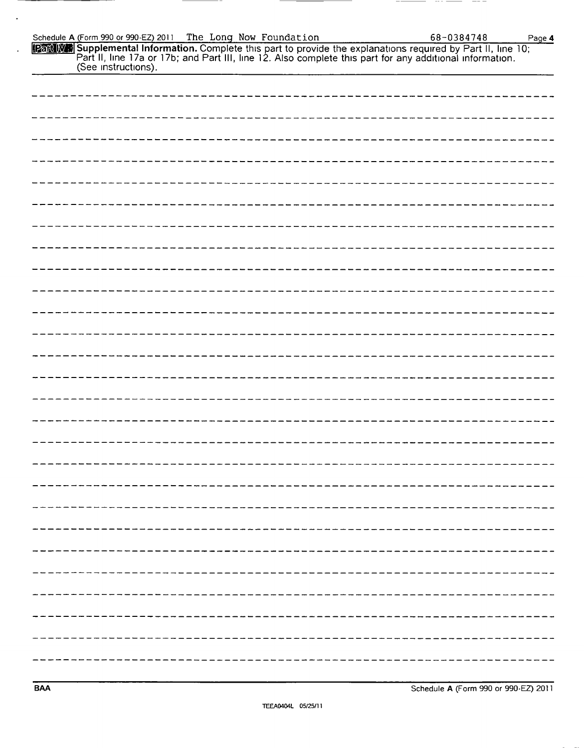Schedule A (Form 990 or 990-EZ) 2011 The Long Now Foundation 68-0384748

**Part IV Supplemental Information.** Complete this part to provide the explanations required by Part II, line 10; Part II, line 17a or 17b; and Part III, line 12. Also complete this part for any additional information. (See instructions).

BAA Schedule A (Form 990 or 990-EZ) 2011

TEEA0404L 05/25/11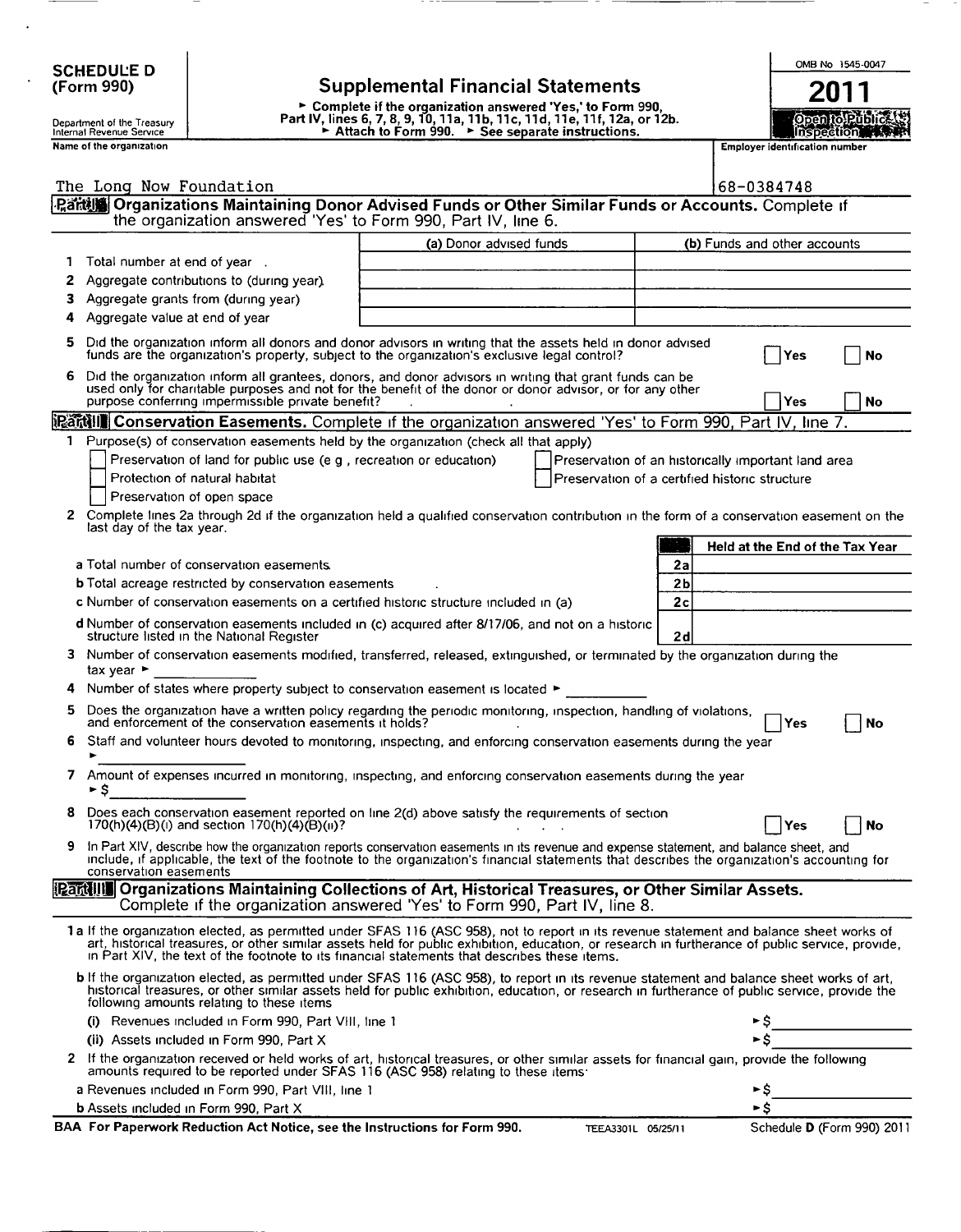**SCHEDULE D**
**(Form 990)**

Department of the Treasury
Internal Revenue Service

# Supplemental Financial Statements

► Complete if the organization answered 'Yes,' to Form 990, Part IV, lines 6, 7, 8, 9, 10, 11a, 11b, 11c, 11d, 11e, 11f, 12a, or 12b.
► Attach to Form 990. ► See separate instructions.

OMB No 1545-0047

**2011**

**Open to Public Inspection**

Name of the organization: The Long Now Foundation

Employer identification number: 68-0384748

## Part I Organizations Maintaining Donor Advised Funds or Other Similar Funds or Accounts. Complete if the organization answered 'Yes' to Form 990, Part IV, line 6.

| | (a) Donor advised funds | (b) Funds and other accounts |
|---|---|---|
| 1 Total number at end of year | | |
| 2 Aggregate contributions to (during year) | | |
| 3 Aggregate grants from (during year) | | |
| 4 Aggregate value at end of year | | |

5 Did the organization inform all donors and donor advisors in writing that the assets held in donor advised funds are the organization's property, subject to the organization's exclusive legal control? ☐ Yes ☐ No

6 Did the organization inform all grantees, donors, and donor advisors in writing that grant funds can be used only for charitable purposes and not for the benefit of the donor or donor advisor, or for any other purpose conferring impermissible private benefit? ☐ Yes ☐ No

## Part II Conservation Easements. Complete if the organization answered 'Yes' to Form 990, Part IV, line 7.

1 Purpose(s) of conservation easements held by the organization (check all that apply)

☐ Preservation of land for public use (e g , recreation or education)
☐ Protection of natural habitat
☐ Preservation of open space
☐ Preservation of an historically important land area
☐ Preservation of a certified historic structure

2 Complete lines 2a through 2d if the organization held a qualified conservation contribution in the form of a conservation easement on the last day of the tax year.

| | | Held at the End of the Tax Year |
|---|---|---|
| a Total number of conservation easements | 2a | |
| b Total acreage restricted by conservation easements | 2b | |
| c Number of conservation easements on a certified historic structure included in (a) | 2c | |
| d Number of conservation easements included in (c) acquired after 8/17/06, and not on a historic structure listed in the National Register | 2d | |

3 Number of conservation easements modified, transferred, released, extinguished, or terminated by the organization during the tax year ►

4 Number of states where property subject to conservation easement is located ►

5 Does the organization have a written policy regarding the periodic monitoring, inspection, handling of violations, and enforcement of the conservation easements it holds? ☐ Yes ☐ No

6 Staff and volunteer hours devoted to monitoring, inspecting, and enforcing conservation easements during the year ►

7 Amount of expenses incurred in monitoring, inspecting, and enforcing conservation easements during the year ► $

8 Does each conservation easement reported on line 2(d) above satisfy the requirements of section 170(h)(4)(B)(i) and section 170(h)(4)(B)(ii)? ☐ Yes ☐ No

9 In Part XIV, describe how the organization reports conservation easements in its revenue and expense statement, and balance sheet, and include, if applicable, the text of the footnote to the organization's financial statements that describes the organization's accounting for conservation easements

## Part III Organizations Maintaining Collections of Art, Historical Treasures, or Other Similar Assets. Complete if the organization answered 'Yes' to Form 990, Part IV, line 8.

1a If the organization elected, as permitted under SFAS 116 (ASC 958), not to report in its revenue statement and balance sheet works of art, historical treasures, or other similar assets held for public exhibition, education, or research in furtherance of public service, provide, in Part XIV, the text of the footnote to its financial statements that describes these items.

b If the organization elected, as permitted under SFAS 116 (ASC 958), to report in its revenue statement and balance sheet works of art, historical treasures, or other similar assets held for public exhibition, education, or research in furtherance of public service, provide the following amounts relating to these items

(i) Revenues included in Form 990, Part VIII, line 1 ► $

(ii) Assets included in Form 990, Part X ► $

2 If the organization received or held works of art, historical treasures, or other similar assets for financial gain, provide the following amounts required to be reported under SFAS 116 (ASC 958) relating to these items:

a Revenues included in Form 990, Part VIII, line 1 ► $

b Assets included in Form 990, Part X ► $

BAA For Paperwork Reduction Act Notice, see the Instructions for Form 990. TEEA3301L 05/25/11 Schedule D (Form 990) 2011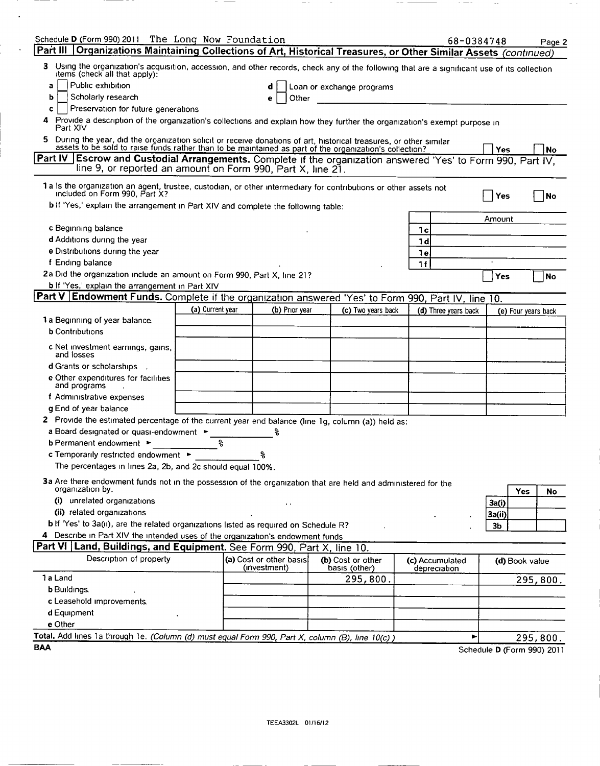Schedule D (Form 990) 2011 The Long Now Foundation 68-0384748 Page 2

## Part III Organizations Maintaining Collections of Art, Historical Treasures, or Other Similar Assets *(continued)*

3 Using the organization's acquisition, accession, and other records, check any of the following that are a significant use of its collection items (check all that apply):

a ☐ Public exhibition
b ☐ Scholarly research
c ☐ Preservation for future generations
d ☐ Loan or exchange programs
e ☐ Other

4 Provide a description of the organization's collections and explain how they further the organization's exempt purpose in Part XIV

5 During the year, did the organization solicit or receive donations of art, historical treasures, or other similar assets to be sold to raise funds rather than to be maintained as part of the organization's collection? ☐ Yes ☐ No

## Part IV Escrow and Custodial Arrangements. Complete if the organization answered 'Yes' to Form 990, Part IV, line 9, or reported an amount on Form 990, Part X, line 21.

1a Is the organization an agent, trustee, custodian, or other intermediary for contributions or other assets not included on Form 990, Part X? ☐ Yes ☐ No

b If 'Yes,' explain the arrangement in Part XIV and complete the following table:

| | | Amount |
|---|---|---|
| c Beginning balance | 1c | |
| d Additions during the year | 1d | |
| e Distributions during the year | 1e | |
| f Ending balance | 1f | |

2a Did the organization include an amount on Form 990, Part X, line 21? ☐ Yes ☐ No

b If 'Yes,' explain the arrangement in Part XIV

## Part V Endowment Funds. Complete if the organization answered 'Yes' to Form 990, Part IV, line 10.

| | (a) Current year | (b) Prior year | (c) Two years back | (d) Three years back | (e) Four years back |
|---|---|---|---|---|---|
| 1a Beginning of year balance | | | | | |
| b Contributions | | | | | |
| c Net investment earnings, gains, and losses | | | | | |
| d Grants or scholarships | | | | | |
| e Other expenditures for facilities and programs | | | | | |
| f Administrative expenses | | | | | |
| g End of year balance | | | | | |

2 Provide the estimated percentage of the current year end balance (line 1g, column (a)) held as:

a Board designated or quasi-endowment ► %

b Permanent endowment ► %

c Temporarily restricted endowment ► %

The percentages in lines 2a, 2b, and 2c should equal 100%.

3a Are there endowment funds not in the possession of the organization that are held and administered for the organization by:

| | | Yes | No |
|---|---|---|---|
| (i) unrelated organizations | 3a(i) | | |
| (ii) related organizations | 3a(ii) | | |
| b If 'Yes' to 3a(ii), are the related organizations listed as required on Schedule R? | 3b | | |

4 Describe in Part XIV the intended uses of the organization's endowment funds

## Part VI Land, Buildings, and Equipment. See Form 990, Part X, line 10.

| Description of property | (a) Cost or other basis (investment) | (b) Cost or other basis (other) | (c) Accumulated depreciation | (d) Book value |
|---|---|---|---|---|
| 1a Land | | 295,800. | | 295,800. |
| b Buildings | | | | |
| c Leasehold improvements | | | | |
| d Equipment | | | | |
| e Other | | | | |

**Total.** Add lines 1a through 1e. *(Column (d) must equal Form 990, Part X, column (B), line 10(c).)* ► 295,800.

BAA Schedule D (Form 990) 2011

TEEA3302L 01/16/12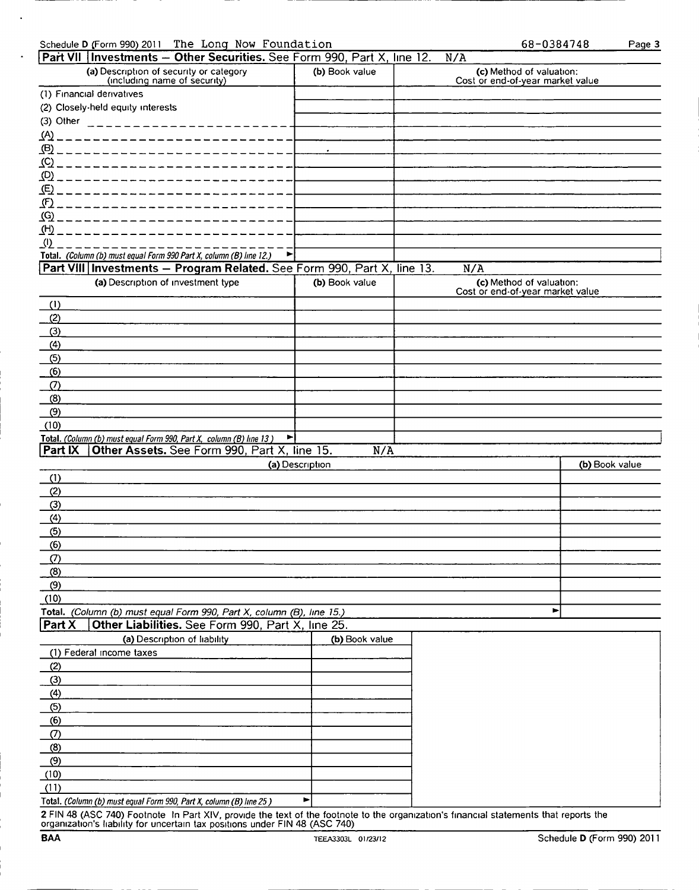Schedule D (Form 990) 2011 The Long Now Foundation 68-0384748 Page 3

## Part VII Investments — Other Securities. See Form 990, Part X, line 12. N/A

| (a) Description of security or category (including name of security) | (b) Book value | (c) Method of valuation: Cost or end-of-year market value |
|---|---|---|
| (1) Financial derivatives | | |
| (2) Closely-held equity interests | | |
| (3) Other | | |
| (A) | | |
| (B) | . | |
| (C) | | |
| (D) | | |
| (E) | | |
| (F) | | |
| (G) | | |
| (H) | | |
| (I) | | |
| **Total.** *(Column (b) must equal Form 990 Part X, column (B) line 12.)* ► | | |

## Part VIII Investments — Program Related. See Form 990, Part X, line 13. N/A

| (a) Description of investment type | (b) Book value | (c) Method of valuation: Cost or end-of-year market value |
|---|---|---|
| (1) | | |
| (2) | | |
| (3) | | |
| (4) | | |
| (5) | | |
| (6) | | |
| (7) | | |
| (8) | | |
| (9) | | |
| (10) | | |
| **Total.** *(Column (b) must equal Form 990, Part X, column (B) line 13.)* ► | | |

## Part IX Other Assets. See Form 990, Part X, line 15. N/A

| (a) Description | (b) Book value |
|---|---|
| (1) | |
| (2) | |
| (3) | |
| (4) | |
| (5) | |
| (6) | |
| (7) | |
| (8) | |
| (9) | |
| (10) | |
| **Total.** *(Column (b) must equal Form 990, Part X, column (B), line 15.)* ► | |

## Part X Other Liabilities. See Form 990, Part X, line 25.

| (a) Description of liability | (b) Book value |
|---|---|
| (1) Federal income taxes | |
| (2) | |
| (3) | |
| (4) | |
| (5) | |
| (6) | |
| (7) | |
| (8) | |
| (9) | |
| (10) | |
| (11) | |
| **Total.** *(Column (b) must equal Form 990, Part X, column (B) line 25.)* ► | |

**2** FIN 48 (ASC 740) Footnote In Part XIV, provide the text of the footnote to the organization's financial statements that reports the organization's liability for uncertain tax positions under FIN 48 (ASC 740)

BAA TEEA3303L 01/23/12 Schedule D (Form 990) 2011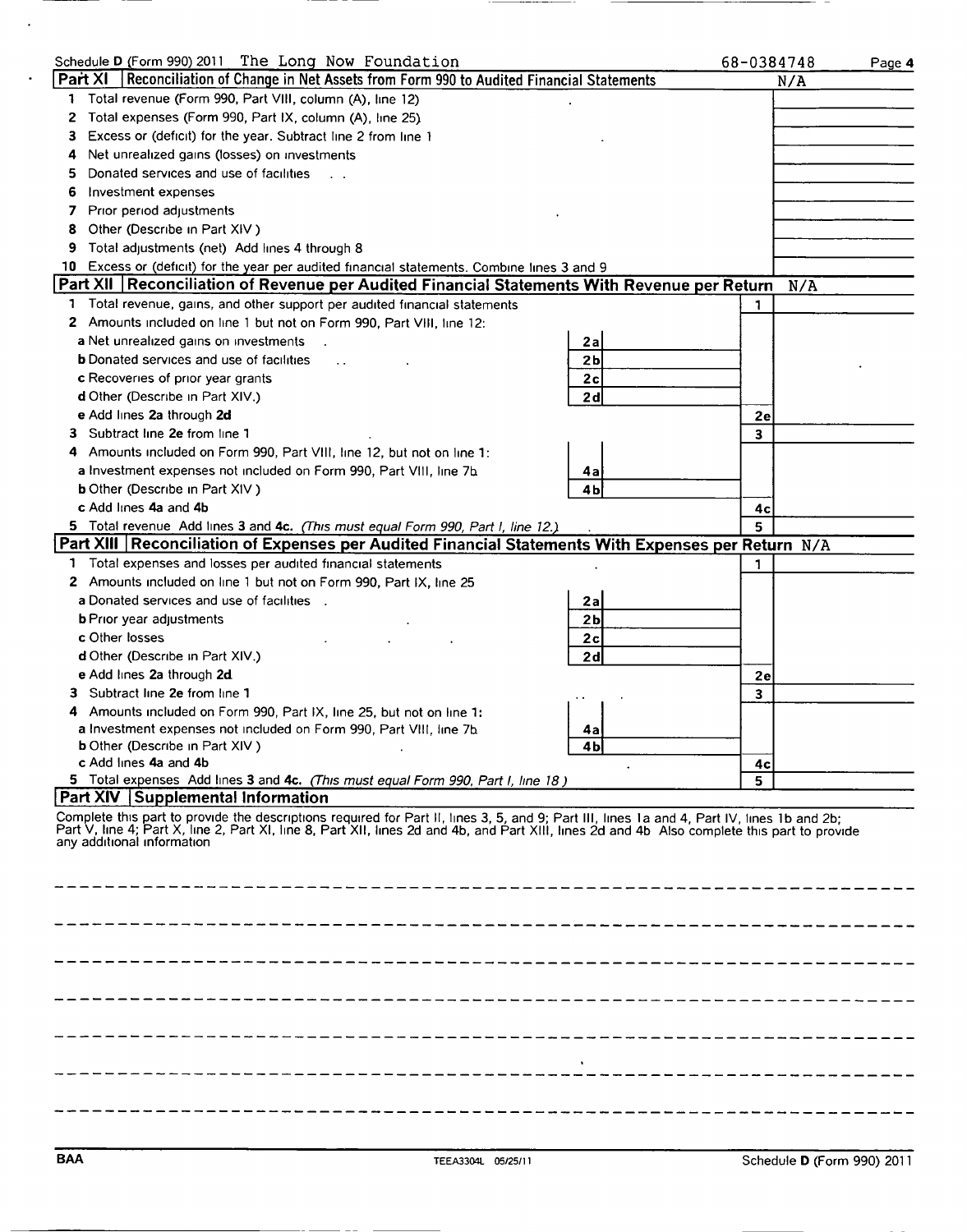Schedule D (Form 990) 2011 The Long Now Foundation 68-0384748

## Part XI Reconciliation of Change in Net Assets from Form 990 to Audited Financial Statements — N/A

| | | |
|---|---|---|
| 1 | Total revenue (Form 990, Part VIII, column (A), line 12) | |
| 2 | Total expenses (Form 990, Part IX, column (A), line 25) | |
| 3 | Excess or (deficit) for the year. Subtract line 2 from line 1 | |
| 4 | Net unrealized gains (losses) on investments | |
| 5 | Donated services and use of facilities | |
| 6 | Investment expenses | |
| 7 | Prior period adjustments | |
| 8 | Other (Describe in Part XIV.) | |
| 9 | Total adjustments (net) Add lines 4 through 8 | |
| 10 | Excess or (deficit) for the year per audited financial statements. Combine lines 3 and 9 | |

## Part XII Reconciliation of Revenue per Audited Financial Statements With Revenue per Return — N/A

| | | | | | |
|---|---|---|---|---|---|
| 1 | Total revenue, gains, and other support per audited financial statements | | | 1 | |
| 2 | Amounts included on line 1 but not on Form 990, Part VIII, line 12: | | | | |
| a | Net unrealized gains on investments | 2a | | | |
| b | Donated services and use of facilities | 2b | | | |
| c | Recoveries of prior year grants | 2c | | | |
| d | Other (Describe in Part XIV.) | 2d | | | |
| e | Add lines 2a through 2d | | | 2e | |
| 3 | Subtract line 2e from line 1 | | | 3 | |
| 4 | Amounts included on Form 990, Part VIII, line 12, but not on line 1: | | | | |
| a | Investment expenses not included on Form 990, Part VIII, line 7b | 4a | | | |
| b | Other (Describe in Part XIV.) | 4b | | | |
| c | Add lines 4a and 4b | | | 4c | |
| 5 | Total revenue Add lines 3 and 4c. *(This must equal Form 990, Part I, line 12.)* | | | 5 | |

## Part XIII Reconciliation of Expenses per Audited Financial Statements With Expenses per Return — N/A

| | | | | | |
|---|---|---|---|---|---|
| 1 | Total expenses and losses per audited financial statements | | | 1 | |
| 2 | Amounts included on line 1 but not on Form 990, Part IX, line 25 | | | | |
| a | Donated services and use of facilities | 2a | | | |
| b | Prior year adjustments | 2b | | | |
| c | Other losses | 2c | | | |
| d | Other (Describe in Part XIV.) | 2d | | | |
| e | Add lines 2a through 2d | | | 2e | |
| 3 | Subtract line 2e from line 1 | | | 3 | |
| 4 | Amounts included on Form 990, Part IX, line 25, but not on line 1: | | | | |
| a | Investment expenses not included on Form 990, Part VIII, line 7b | 4a | | | |
| b | Other (Describe in Part XIV.) | 4b | | | |
| c | Add lines 4a and 4b | | | 4c | |
| 5 | Total expenses Add lines 3 and 4c. *(This must equal Form 990, Part I, line 18.)* | | | 5 | |

## Part XIV Supplemental Information

Complete this part to provide the descriptions required for Part II, lines 3, 5, and 9; Part III, lines 1a and 4; Part IV, lines 1b and 2b; Part V, line 4; Part X, line 2; Part XI, line 8; Part XII, lines 2d and 4b; and Part XIII, lines 2d and 4b. Also complete this part to provide any additional information.

BAA TEEA3304L 05/25/11 Schedule D (Form 990) 2011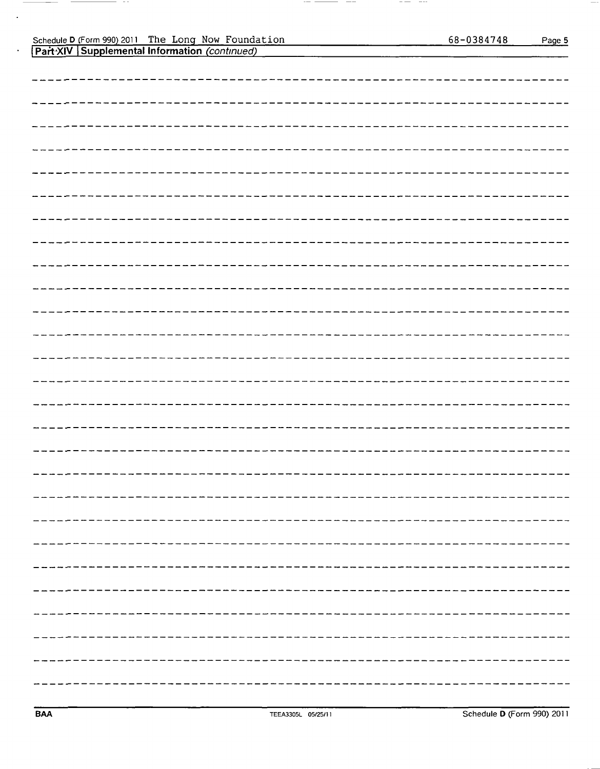Schedule D (Form 990) 2011 The Long Now Foundation 68-0384748 Page 5

## Part XIV Supplemental Information *(continued)*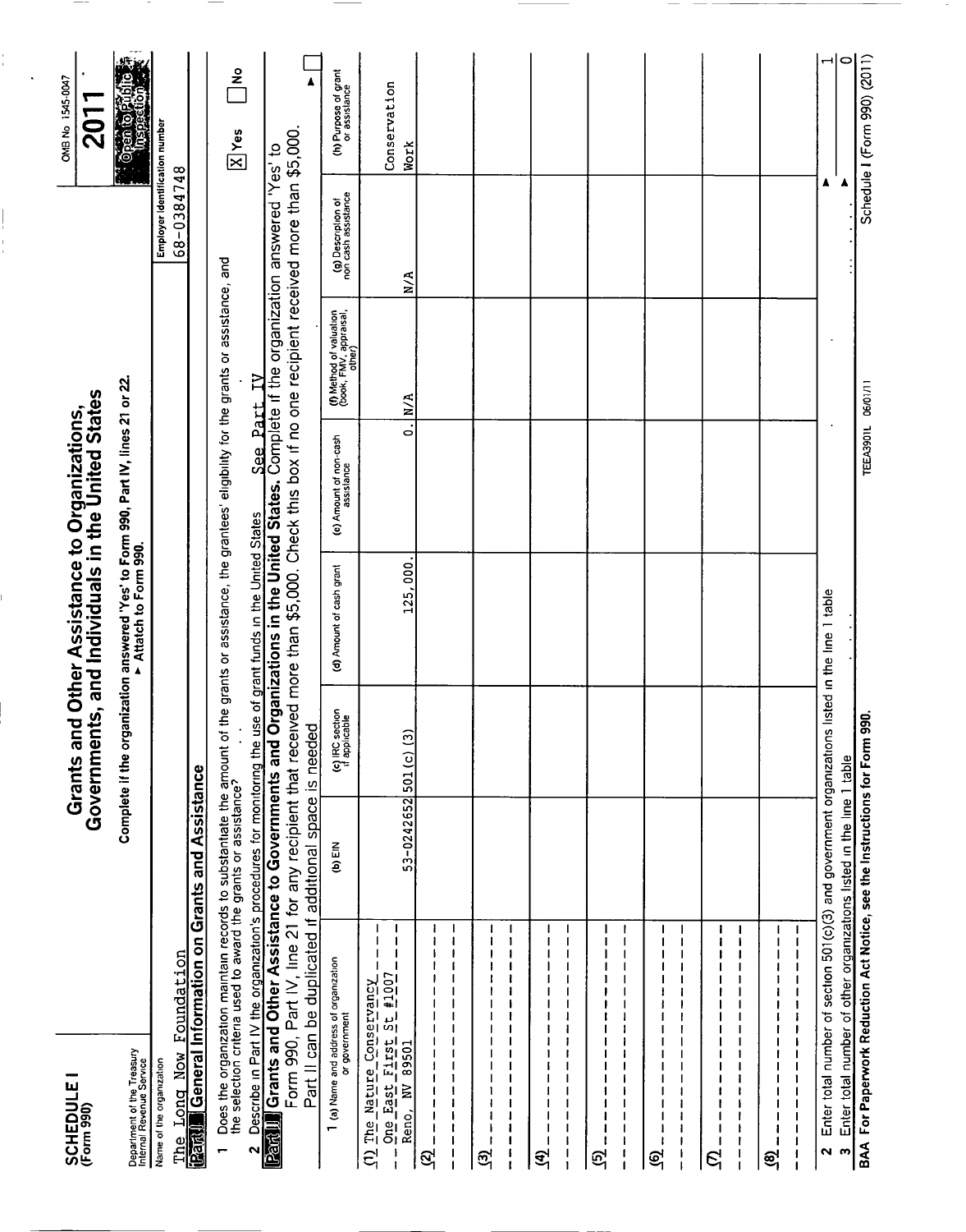**SCHEDULE I**
**(Form 990)**

Department of the Treasury
Internal Revenue Service

# Grants and Other Assistance to Organizations, Governments, and Individuals in the United States

**Complete if the organization answered 'Yes' to Form 990, Part IV, lines 21 or 22.**
**▶ Attach to Form 990.**

OMB No 1545-0047

**2011**

**Open to Public Inspection**

Name of the organization: The Long Now Foundation

Employer identification number: 68-0384748

## Part I General Information on Grants and Assistance

1 Does the organization maintain records to substantiate the amount of the grants or assistance, the grantees' eligibility for the grants or assistance, and the selection criteria used to award the grants or assistance? [X] Yes [ ] No

2 Describe in Part IV the organization's procedures for monitoring the use of grant funds in the United States. See Part IV

## Part II Grants and Other Assistance to Governments and Organizations in the United States.

Complete if the organization answered 'Yes' to Form 990, Part IV, line 21 for any recipient that received more than $5,000. Check this box if no one recipient received more than $5,000. Part II can be duplicated if additional space is needed ▶ [ ]

| 1 (a) Name and address of organization or government | (b) EIN | (c) IRC section if applicable | (d) Amount of cash grant | (e) Amount of non-cash assistance | (f) Method of valuation (book, FMV, appraisal, other) | (g) Description of non cash assistance | (h) Purpose of grant or assistance |
|---|---|---|---|---|---|---|---|
| (1) The Nature Conservancy<br>One East First St #1007<br>Reno, NV 89501 | 53-0242652 | 501 (c) (3) | 125,000. | 0. | N/A | N/A | Conservation Work |
| (2) | | | | | | | |
| (3) | | | | | | | |
| (4) | | | | | | | |
| (5) | | | | | | | |
| (6) | | | | | | | |
| (7) | | | | | | | |
| (8) | | | | | | | |

2 Enter total number of section 501(c)(3) and government organizations listed in the line 1 table ▶ 1

3 Enter total number of other organizations listed in the line 1 table ▶ 0

**BAA For Paperwork Reduction Act Notice, see the Instructions for Form 990.** TEEA3901L 06/01/11 **Schedule I (Form 990) (2011)**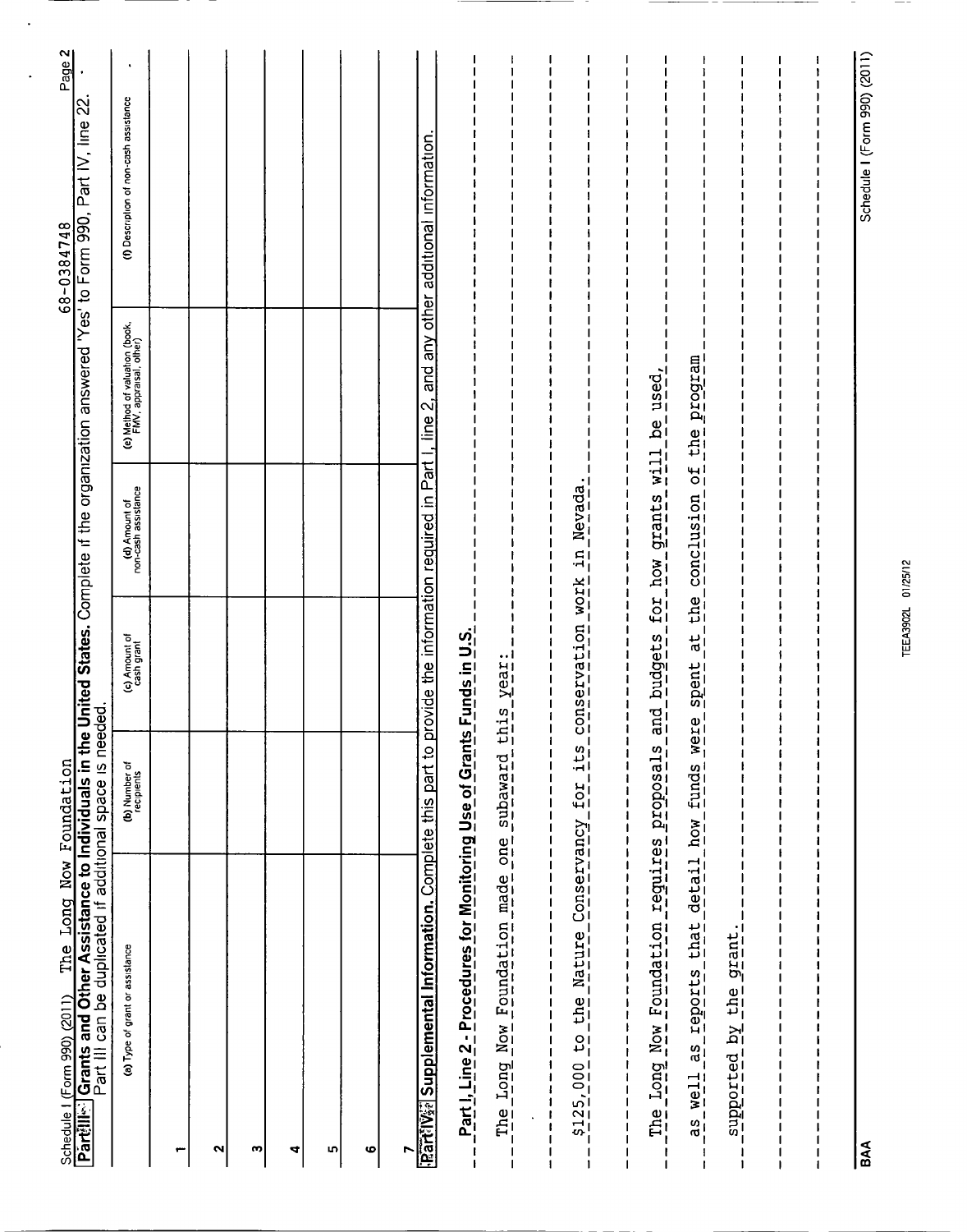Schedule I (Form 990) (2011) The Long Now Foundation 68-0384748

**Part III Grants and Other Assistance to Individuals in the United States.** Complete if the organization answered 'Yes' to Form 990, Part IV, line 22. Part III can be duplicated if additional space is needed.

| | (a) Type of grant or assistance | (b) Number of recipients | (c) Amount of cash grant | (d) Amount of non-cash assistance | (e) Method of valuation (book, FMV, appraisal, other) | (f) Description of non-cash assistance |
|---|---|---|---|---|---|---|
| 1 | | | | | | |
| 2 | | | | | | |
| 3 | | | | | | |
| 4 | | | | | | |
| 5 | | | | | | |
| 6 | | | | | | |
| 7 | | | | | | |

**Part IV Supplemental Information.** Complete this part to provide the information required in Part I, line 2, and any other additional information.

**Part I, Line 2 - Procedures for Monitoring Use of Grants Funds in U.S.**

The Long Now Foundation made one subaward this year:

$125,000 to the Nature Conservancy for its conservation work in Nevada.

The Long Now Foundation requires proposals and budgets for how grants will be used, as well as reports that detail how funds were spent at the conclusion of the program supported by the grant.

BAA TEEA3902L 01/25/12 Schedule I (Form 990) (2011)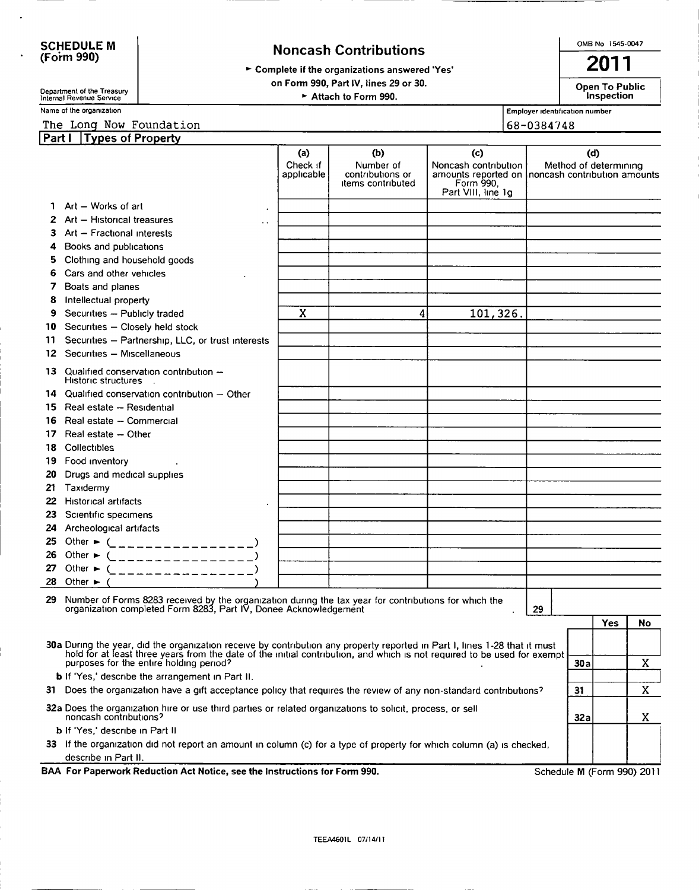**SCHEDULE M (Form 990)**

Department of the Treasury
Internal Revenue Service

# Noncash Contributions

► Complete if the organizations answered 'Yes' on Form 990, Part IV, lines 29 or 30.
► Attach to Form 990.

OMB No 1545-0047

**2011**

**Open To Public Inspection**

Name of the organization: The Long Now Foundation

Employer identification number: 68-0384748

**Part I Types of Property**

| | (a) Check if applicable | (b) Number of contributions or items contributed | (c) Noncash contribution amounts reported on Form 990, Part VIII, line 1g | (d) Method of determining noncash contribution amounts |
|---|---|---|---|---|
| 1 Art – Works of art | | | | |
| 2 Art – Historical treasures | | | | |
| 3 Art – Fractional interests | | | | |
| 4 Books and publications | | | | |
| 5 Clothing and household goods | | | | |
| 6 Cars and other vehicles | | | | |
| 7 Boats and planes | | | | |
| 8 Intellectual property | | | | |
| 9 Securities – Publicly traded | X | 4 | 101,326. | |
| 10 Securities – Closely held stock | | | | |
| 11 Securities – Partnership, LLC, or trust interests | | | | |
| 12 Securities – Miscellaneous | | | | |
| 13 Qualified conservation contribution – Historic structures | | | | |
| 14 Qualified conservation contribution – Other | | | | |
| 15 Real estate – Residential | | | | |
| 16 Real estate – Commercial | | | | |
| 17 Real estate – Other | | | | |
| 18 Collectibles | | | | |
| 19 Food inventory | | | | |
| 20 Drugs and medical supplies | | | | |
| 21 Taxidermy | | | | |
| 22 Historical artifacts | | | | |
| 23 Scientific specimens | | | | |
| 24 Archeological artifacts | | | | |
| 25 Other ► (________________) | | | | |
| 26 Other ► (________________) | | | | |
| 27 Other ► (________________) | | | | |
| 28 Other ► ( ) | | | | |

29 Number of Forms 8283 received by the organization during the tax year for contributions for which the organization completed Form 8283, Part IV, Donee Acknowledgement . . . **29**

| | | Yes | No |
|---|---|---|---|
| 30a During the year, did the organization receive by contribution any property reported in Part I, lines 1-28 that it must hold for at least three years from the date of the initial contribution, and which is not required to be used for exempt purposes for the entire holding period? | 30a | | X |
| b If 'Yes,' describe the arrangement in Part II. | | | |
| 31 Does the organization have a gift acceptance policy that requires the review of any non-standard contributions? | 31 | | X |
| 32a Does the organization hire or use third parties or related organizations to solicit, process, or sell noncash contributions? | 32a | | X |
| b If 'Yes,' describe in Part II | | | |
| 33 If the organization did not report an amount in column (c) for a type of property for which column (a) is checked, describe in Part II. | | | |

**BAA For Paperwork Reduction Act Notice, see the Instructions for Form 990.** Schedule M (Form 990) 2011

TEEA4601L 07/14/11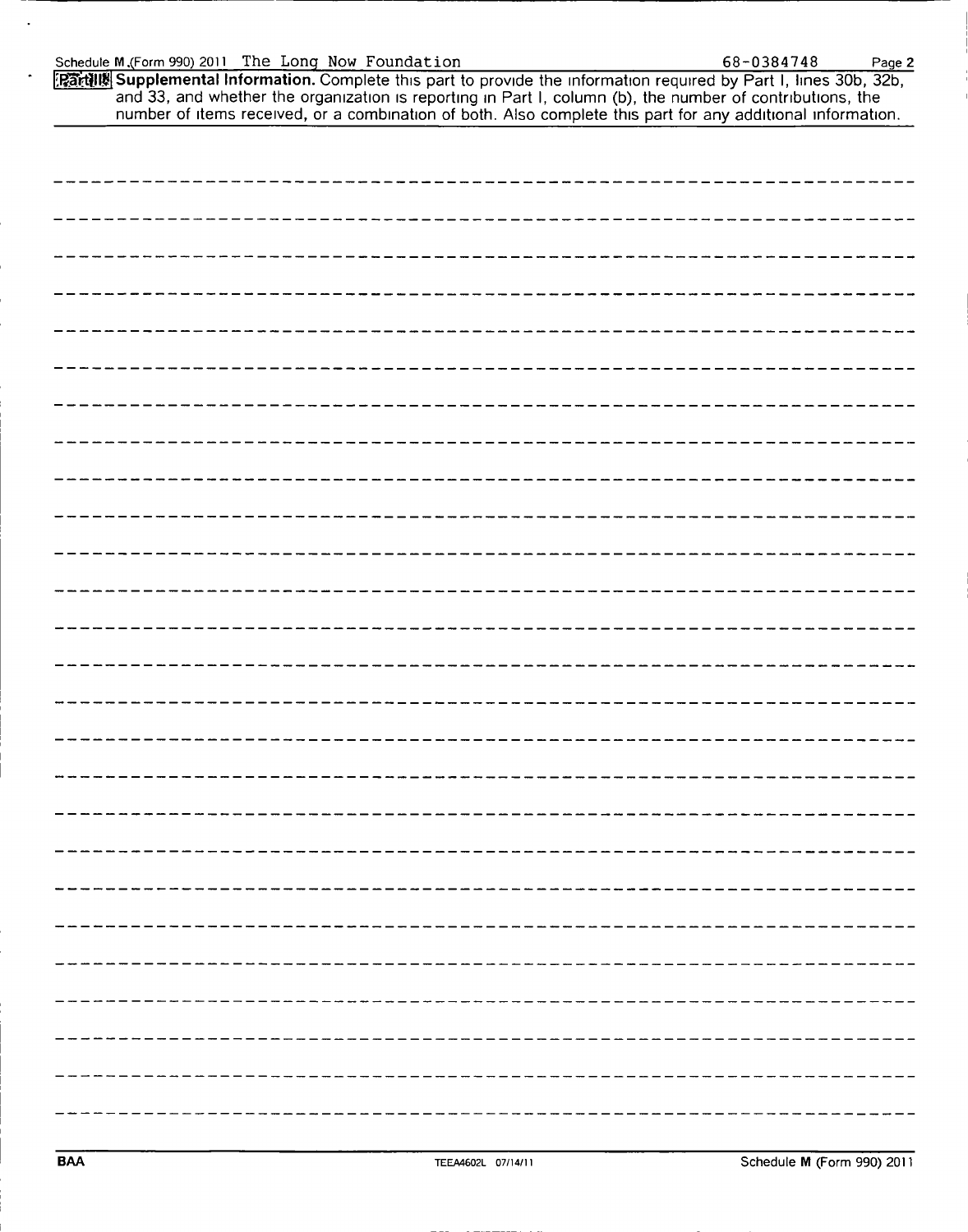Schedule M (Form 990) 2011 The Long Now Foundation 68-0384748 Page 2

**Part II Supplemental Information.** Complete this part to provide the information required by Part I, lines 30b, 32b, and 33, and whether the organization is reporting in Part I, column (b), the number of contributions, the number of items received, or a combination of both. Also complete this part for any additional information.

BAA TEEA4602L 07/14/11 Schedule M (Form 990) 2011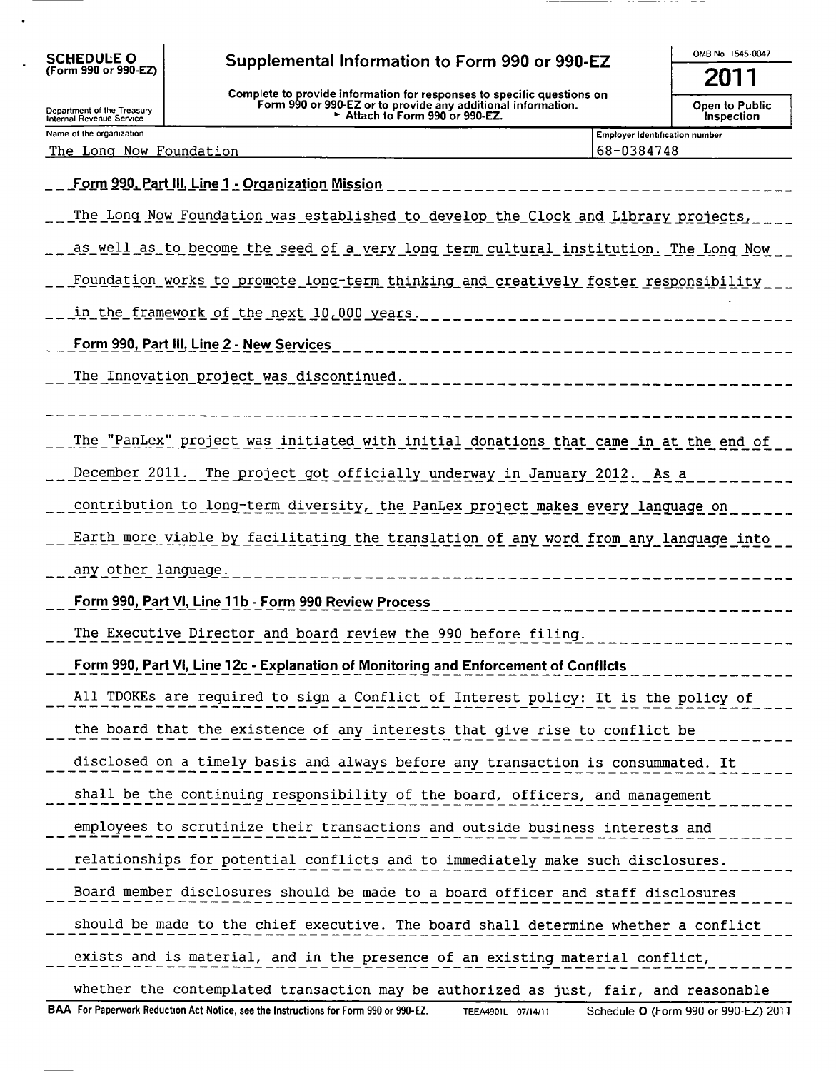**SCHEDULE O** (Form 990 or 990-EZ)

Department of the Treasury
Internal Revenue Service

# Supplemental Information to Form 990 or 990-EZ

**Complete to provide information for responses to specific questions on Form 990 or 990-EZ or to provide any additional information.**
**► Attach to Form 990 or 990-EZ.**

OMB No 1545-0047

**2011**

**Open to Public Inspection**

| Name of the organization | Employer identification number |
|---|---|
| The Long Now Foundation | 68-0384748 |

**Form 990, Part III, Line 1 - Organization Mission**

The Long Now Foundation was established to develop the Clock and Library projects, as well as to become the seed of a very long term cultural institution. The Long Now Foundation works to promote long-term thinking and creatively foster responsibility in the framework of the next 10,000 years.

**Form 990, Part III, Line 2 - New Services**

The Innovation project was discontinued.

The "PanLex" project was initiated with initial donations that came in at the end of December 2011. The project got officially underway in January 2012. As a contribution to long-term diversity, the PanLex project makes every language on Earth more viable by facilitating the translation of any word from any language into any other language.

**Form 990, Part VI, Line 11b - Form 990 Review Process**

The Executive Director and board review the 990 before filing.

**Form 990, Part VI, Line 12c - Explanation of Monitoring and Enforcement of Conflicts**

All TDOKEs are required to sign a Conflict of Interest policy: It is the policy of the board that the existence of any interests that give rise to conflict be disclosed on a timely basis and always before any transaction is consummated. It shall be the continuing responsibility of the board, officers, and management employees to scrutinize their transactions and outside business interests and relationships for potential conflicts and to immediately make such disclosures. Board member disclosures should be made to a board officer and staff disclosures should be made to the chief executive. The board shall determine whether a conflict exists and is material, and in the presence of an existing material conflict, whether the contemplated transaction may be authorized as just, fair, and reasonable

**BAA** For Paperwork Reduction Act Notice, see the Instructions for Form 990 or 990-EZ. TEEA4901L 07/14/11 Schedule **O** (Form 990 or 990-EZ) 2011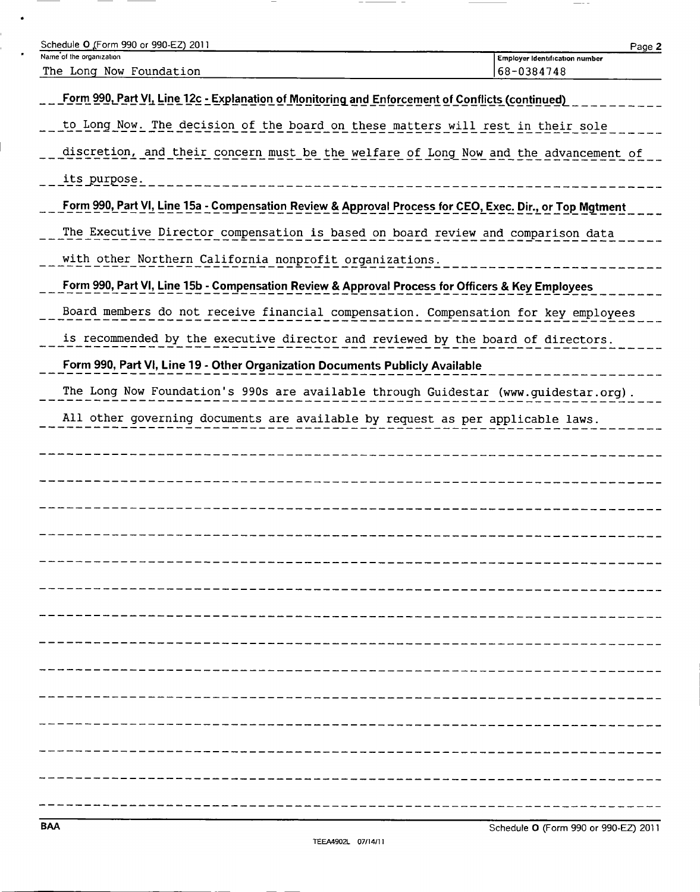Schedule O (Form 990 or 990-EZ) 2011

| Name of the organization | Employer identification number |
| --- | --- |
| The Long Now Foundation | 68-0384748 |

**Form 990, Part VI, Line 12c - Explanation of Monitoring and Enforcement of Conflicts (continued)**

to Long Now. The decision of the board on these matters will rest in their sole discretion, and their concern must be the welfare of Long Now and the advancement of its purpose.

**Form 990, Part VI, Line 15a - Compensation Review & Approval Process for CEO, Exec. Dir., or Top Mgtment**

The Executive Director compensation is based on board review and comparison data with other Northern California nonprofit organizations.

**Form 990, Part VI, Line 15b - Compensation Review & Approval Process for Officers & Key Employees**

Board members do not receive financial compensation. Compensation for key employees is recommended by the executive director and reviewed by the board of directors.

**Form 990, Part VI, Line 19 - Other Organization Documents Publicly Available**

The Long Now Foundation's 990s are available through Guidestar (www.guidestar.org). All other governing documents are available by request as per applicable laws.

BAA

Schedule O (Form 990 or 990-EZ) 2011

TEEA4902L 07/14/11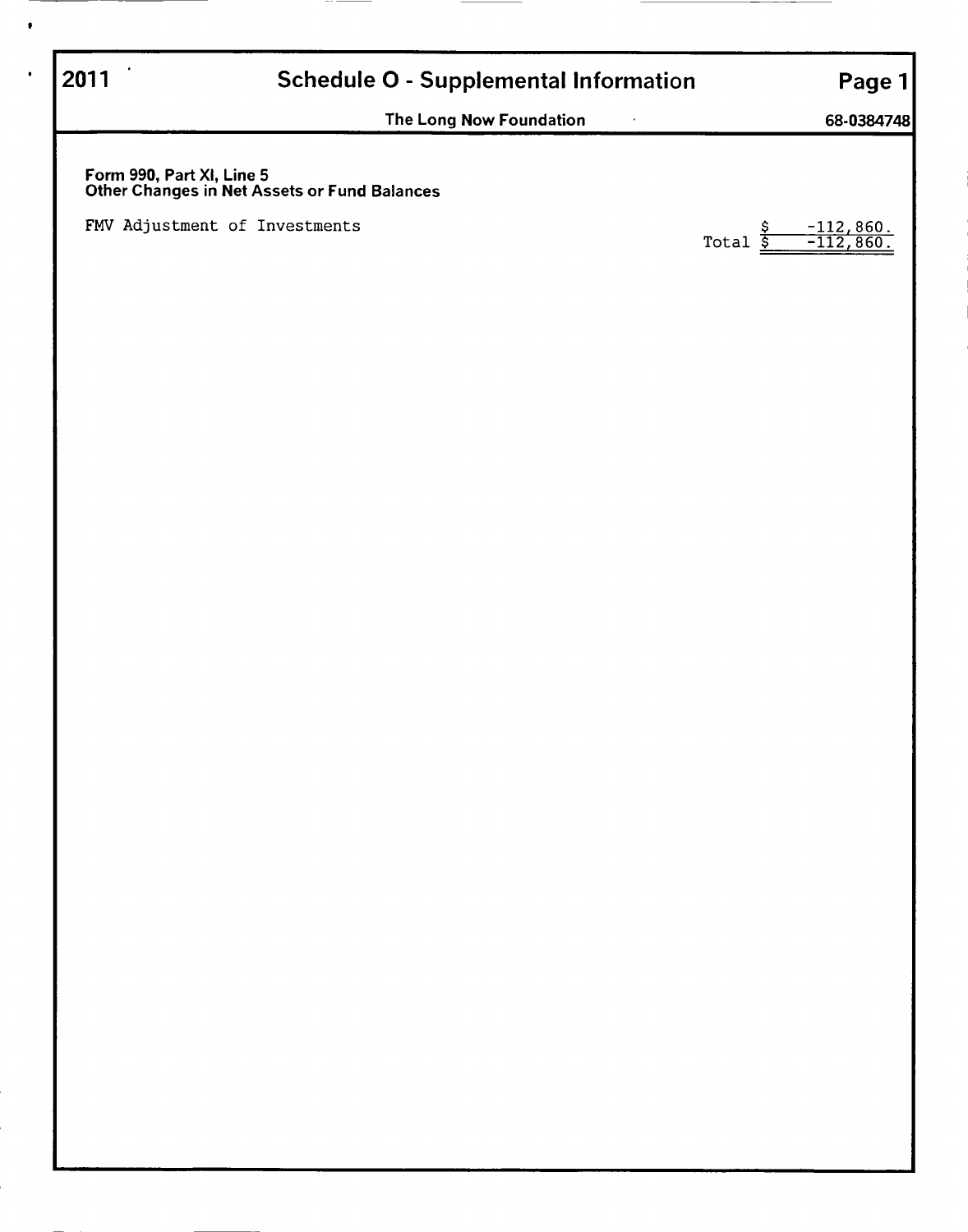# 2011 Schedule O - Supplemental Information

**The Long Now Foundation** — **68-0384748**

**Form 990, Part XI, Line 5**
**Other Changes in Net Assets or Fund Balances**

| | |
|---|---|
| FMV Adjustment of Investments | $ -112,860. |
| Total | $ -112,860. |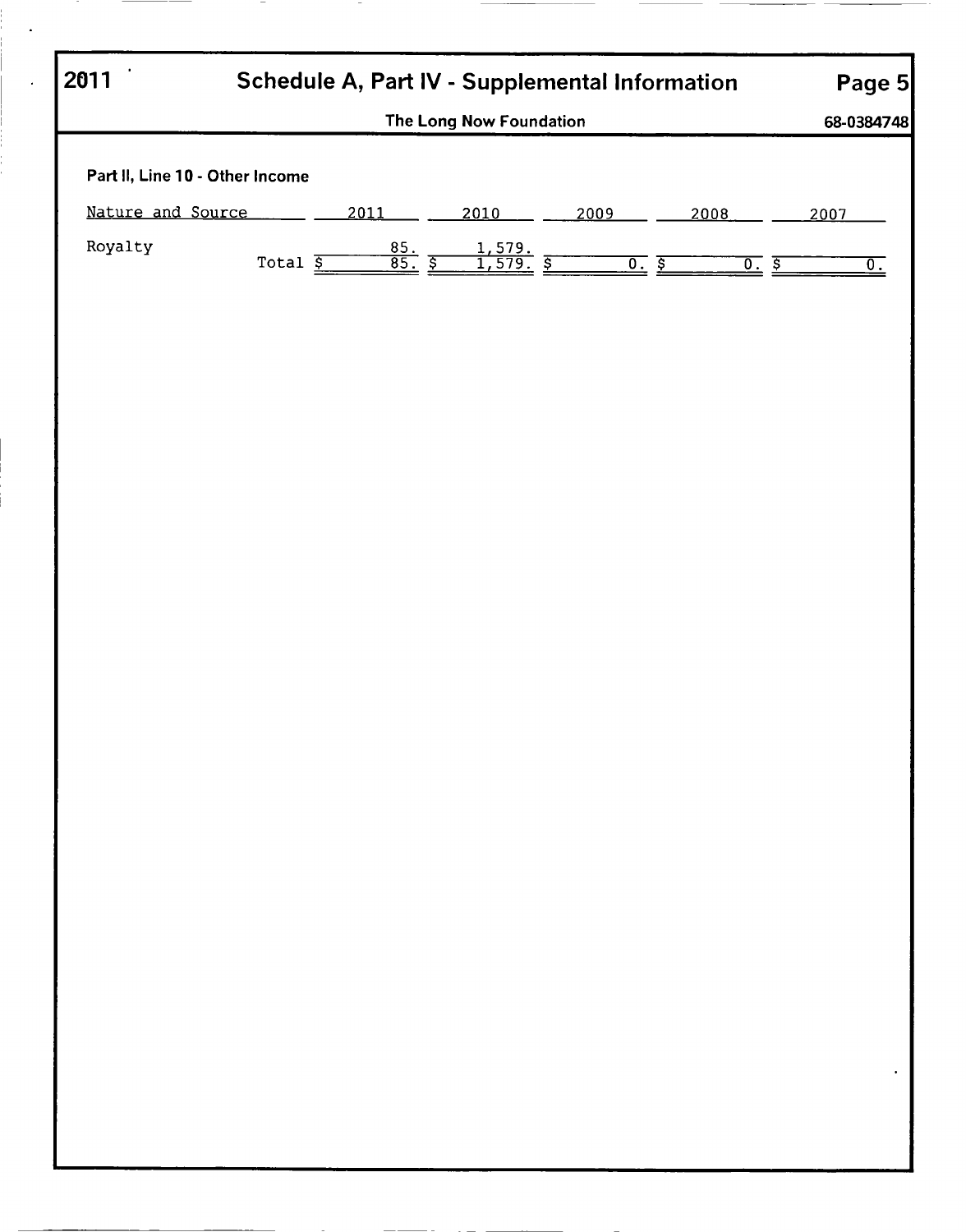# 2011 Schedule A, Part IV - Supplemental Information

**The Long Now Foundation** 68-0384748

**Part II, Line 10 - Other Income**

| Nature and Source | 2011 | 2010 | 2009 | 2008 | 2007 |
|---|---|---|---|---|---|
| Royalty | 85. | 1,579. | | | |
| Total | $ 85. | $ 1,579. | $ 0. | $ 0. | $ 0. |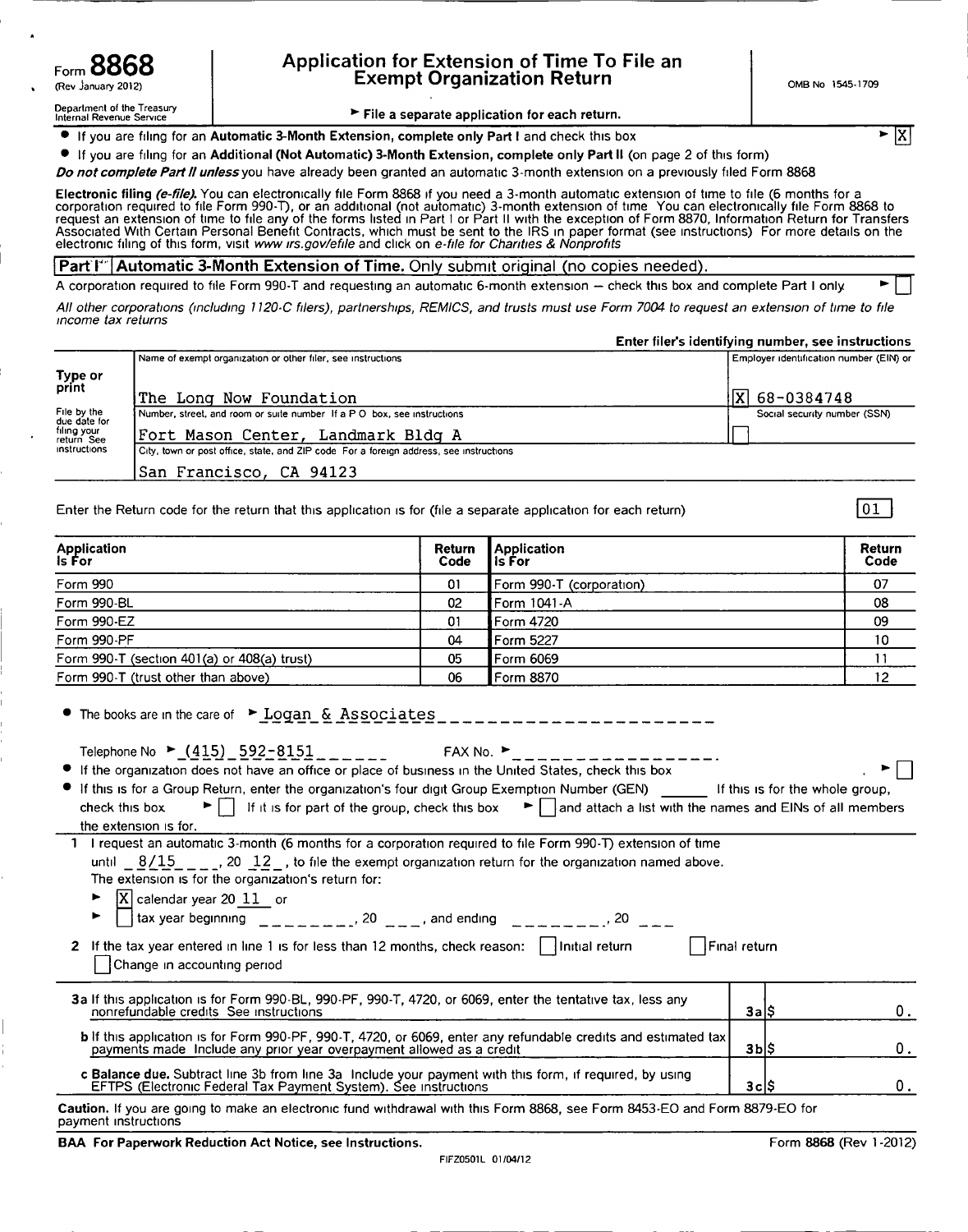Form **8868** (Rev January 2012)

Department of the Treasury Internal Revenue Service

# Application for Extension of Time To File an Exempt Organization Return

OMB No 1545-1709

► File a separate application for each return.

- If you are filing for an **Automatic 3-Month Extension, complete only Part I** and check this box ► [X]
- If you are filing for an **Additional (Not Automatic) 3-Month Extension, complete only Part II** (on page 2 of this form)

***Do not complete Part II unless*** you have already been granted an automatic 3-month extension on a previously filed Form 8868

**Electronic filing *(e-file)*.** You can electronically file Form 8868 if you need a 3-month automatic extension of time to file (6 months for a corporation required to file Form 990-T), or an additional (not automatic) 3-month extension of time You can electronically file Form 8868 to request an extension of time to file any of the forms listed in Part I or Part II with the exception of Form 8870, Information Return for Transfers Associated With Certain Personal Benefit Contracts, which must be sent to the IRS in paper format (see instructions) For more details on the electronic filing of this form, visit *www irs.gov/efile* and click on *e-file for Charities & Nonprofits*

## Part I — Automatic 3-Month Extension of Time. Only submit original (no copies needed).

A corporation required to file Form 990-T and requesting an automatic 6-month extension — check this box and complete Part I only ► [ ]

*All other corporations (including 1120-C filers), partnerships, REMICS, and trusts must use Form 7004 to request an extension of time to file income tax returns*

**Enter filer's identifying number, see instructions**

| Type or print | Name of exempt organization or other filer, see instructions | Employer identification number (EIN) or |
|---|---|---|
| | The Long Now Foundation | [X] 68-0384748 |
| File by the due date for filing your return See instructions | Number, street, and room or suite number If a P O box, see instructions | Social security number (SSN) |
| | Fort Mason Center, Landmark Bldg A | [ ] |
| | City, town or post office, state, and ZIP code For a foreign address, see instructions | |
| | San Francisco, CA 94123 | |

Enter the Return code for the return that this application is for (file a separate application for each return) **01**

| Application Is For | Return Code | Application Is For | Return Code |
|---|---|---|---|
| Form 990 | 01 | Form 990-T (corporation) | 07 |
| Form 990-BL | 02 | Form 1041-A | 08 |
| Form 990-EZ | 01 | Form 4720 | 09 |
| Form 990-PF | 04 | Form 5227 | 10 |
| Form 990-T (section 401(a) or 408(a) trust) | 05 | Form 6069 | 11 |
| Form 990-T (trust other than above) | 06 | Form 8870 | 12 |

- The books are in the care of ► Logan & Associates

Telephone No ► (415) 592-8151 FAX No. ►

- If the organization does not have an office or place of business in the United States, check this box ► [ ]
- If this is for a Group Return, enter the organization's four digit Group Exemption Number (GEN) ______ If this is for the whole group, check this box ► [ ] If it is for part of the group, check this box ► [ ] and attach a list with the names and EINs of all members the extension is for.

**1** I request an automatic 3-month (6 months for a corporation required to file Form 990-T) extension of time until 8/15, 20 12, to file the exempt organization return for the organization named above. The extension is for the organization's return for:

► [X] calendar year 20 11 or

► [ ] tax year beginning ________, 20 ___, and ending ________, 20 ___

**2** If the tax year entered in line 1 is for less than 12 months, check reason: [ ] Initial return [ ] Final return [ ] Change in accounting period

| | | |
|---|---|---|
| **3a** If this application is for Form 990-BL, 990-PF, 990-T, 4720, or 6069, enter the tentative tax, less any nonrefundable credits See instructions | **3a** | $ 0. |
| **b** If this application is for Form 990-PF, 990-T, 4720, or 6069, enter any refundable credits and estimated tax payments made Include any prior year overpayment allowed as a credit | **3b** | $ 0. |
| **c Balance due.** Subtract line 3b from line 3a Include your payment with this form, if required, by using EFTPS (Electronic Federal Tax Payment System). See instructions | **3c** | $ 0. |

**Caution.** If you are going to make an electronic fund withdrawal with this Form 8868, see Form 8453-EO and Form 8879-EO for payment instructions

**BAA For Paperwork Reduction Act Notice, see Instructions.** Form 8868 (Rev 1-2012)

FIFZ0501L 01/04/12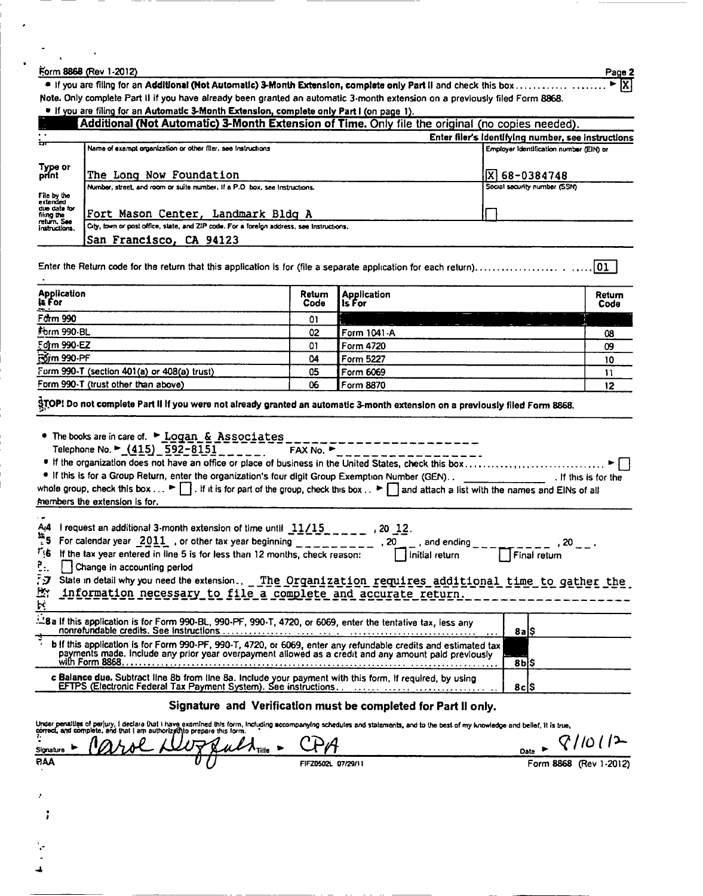Form 8868 (Rev 1-2012)

- If you are filing for an **Additional (Not Automatic) 3-Month Extension, complete only Part II** and check this box ▶ [X]

**Note.** Only complete Part II if you have already been granted an automatic 3-month extension on a previously filed Form 8868.

- If you are filing for an **Automatic 3-Month Extension, complete only Part I** (on page 1).

## Part II Additional (Not Automatic) 3-Month Extension of Time. Only file the original (no copies needed).

**Enter filer's identifying number, see instructions**

| | | |
|---|---|---|
| Type or print | Name of exempt organization or other filer, see instructions: The Long Now Foundation | Employer identification number (EIN) or [X] 68-0384748 |
| File by the extended due date for filing the return. See instructions. | Number, street, and room or suite number. If a P.O. box, see instructions: Fort Mason Center, Landmark Bldg A | Social security number (SSN) [ ] |
| | City, town or post office, state, and ZIP code. For a foreign address, see instructions: San Francisco, CA 94123 | |

Enter the Return code for the return that this application is for (file a separate application for each return) 01

| Application Is For | Return Code | Application Is For | Return Code |
|---|---|---|---|
| Form 990 | 01 | | |
| Form 990-BL | 02 | Form 1041-A | 08 |
| Form 990-EZ | 01 | Form 4720 | 09 |
| Form 990-PF | 04 | Form 5227 | 10 |
| Form 990-T (section 401(a) or 408(a) trust) | 05 | Form 6069 | 11 |
| Form 990-T (trust other than above) | 06 | Form 8870 | 12 |

**STOP! Do not complete Part II if you were not already granted an automatic 3-month extension on a previously filed Form 8868.**

- The books are in care of. ▶ Logan & Associates
  Telephone No. ▶ (415) 592-8151 FAX No. ▶
- If the organization does not have an office or place of business in the United States, check this box ▶ [ ]
- If this is for a Group Return, enter the organization's four digit Group Exemption Number (GEN). ______ . If this is for the whole group, check this box ▶ [ ] . If it is for part of the group, check this box ▶ [ ] and attach a list with the names and EINs of all members the extension is for.

4 I request an additional 3-month extension of time until 11/15 , 20 12.

5 For calendar year 2011 , or other tax year beginning ________ , 20 __ , and ending ________ , 20 __ .

6 If the tax year entered in line 5 is for less than 12 months, check reason: [ ] Initial return [ ] Final return [ ] Change in accounting period

7 State in detail why you need the extension. The Organization requires additional time to gather the information necessary to file a complete and accurate return.

| | | |
|---|---|---|
| 8a If this application is for Form 990-BL, 990-PF, 990-T, 4720, or 6069, enter the tentative tax, less any nonrefundable credits. See instructions | 8a | $ |
| b If this application is for Form 990-PF, 990-T, 4720, or 6069, enter any refundable credits and estimated tax payments made. Include any prior year overpayment allowed as a credit and any amount paid previously with Form 8868. | 8b | $ |
| c **Balance due.** Subtract line 8b from line 8a. Include your payment with this form, if required, by using EFTPS (Electronic Federal Tax Payment System). See instructions. | 8c | $ |

### Signature and Verification must be completed for Part II only.

Under penalties of perjury, I declare that I have examined this form, including accompanying schedules and statements, and to the best of my knowledge and belief, it is true, correct, and complete, and that I am authorized to prepare this form.

Signature ▶ Carol Fitzgerald Title ▶ CPA Date ▶ 9/10/12

BAA FIFZ0502L 07/29/11 Form 8868 (Rev 1-2012)